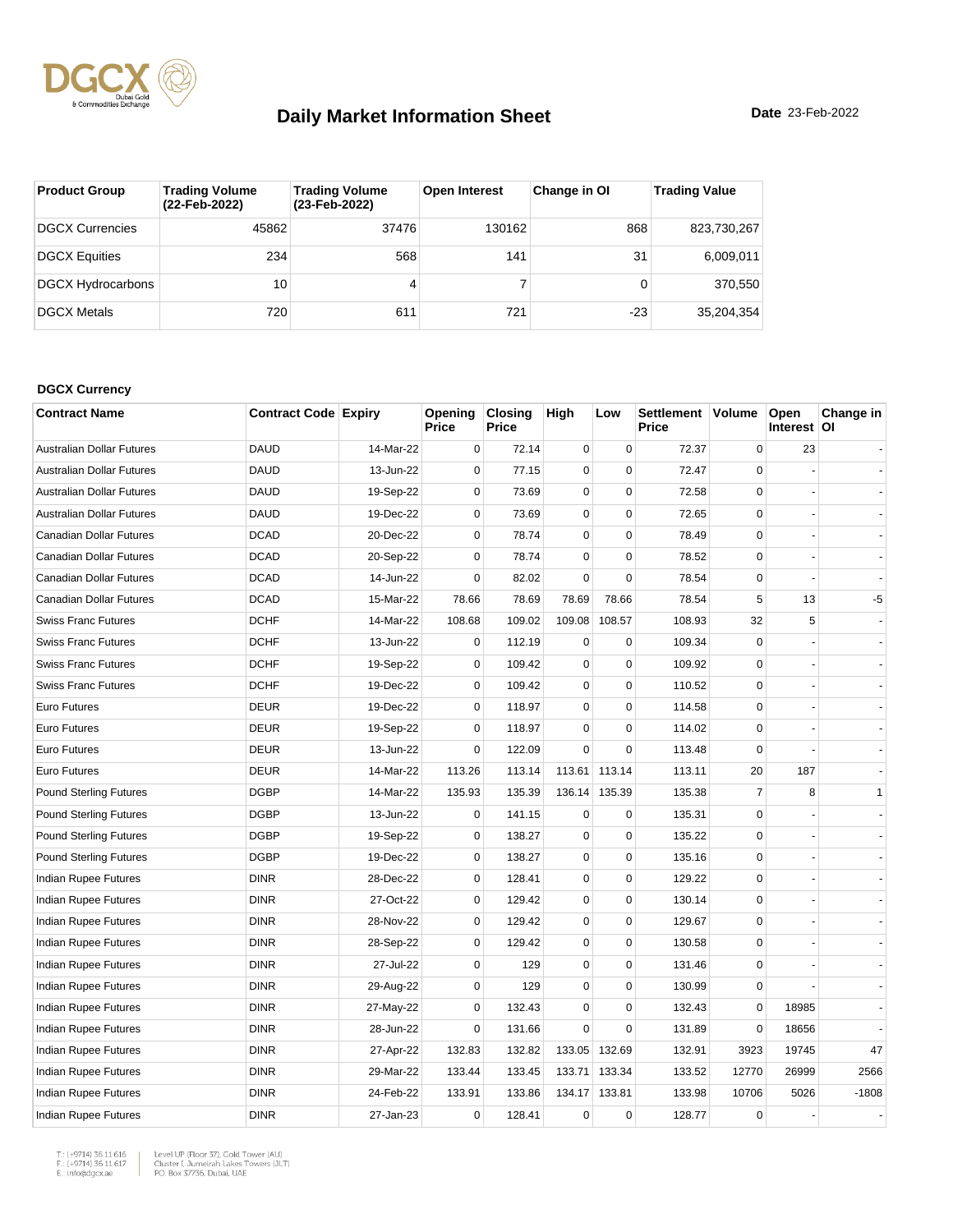# Daily Market Information Sheet

**Date** 23-Feb-2022

| Product Group | Trading Volume (22-Feb-2022) | Trading Volume (23-Feb-2022) | Open Interest | Change in OI | Trading Value |
|---|---|---|---|---|---|
| DGCX Currencies | 45862 | 37476 | 130162 | 868 | 823,730,267 |
| DGCX Equities | 234 | 568 | 141 | 31 | 6,009,011 |
| DGCX Hydrocarbons | 10 | 4 | 7 | 0 | 370,550 |
| DGCX Metals | 720 | 611 | 721 | -23 | 35,204,354 |

**DGCX Currency**

| Contract Name | Contract Code | Expiry | Opening Price | Closing Price | High | Low | Settlement Price | Volume | Open Interest | Change in OI |
|---|---|---|---|---|---|---|---|---|---|---|
| Australian Dollar Futures | DAUD | 14-Mar-22 | 0 | 72.14 | 0 | 0 | 72.37 | 0 | 23 | - |
| Australian Dollar Futures | DAUD | 13-Jun-22 | 0 | 77.15 | 0 | 0 | 72.47 | 0 | - | - |
| Australian Dollar Futures | DAUD | 19-Sep-22 | 0 | 73.69 | 0 | 0 | 72.58 | 0 | - | - |
| Australian Dollar Futures | DAUD | 19-Dec-22 | 0 | 73.69 | 0 | 0 | 72.65 | 0 | - | - |
| Canadian Dollar Futures | DCAD | 20-Dec-22 | 0 | 78.74 | 0 | 0 | 78.49 | 0 | - | - |
| Canadian Dollar Futures | DCAD | 20-Sep-22 | 0 | 78.74 | 0 | 0 | 78.52 | 0 | - | - |
| Canadian Dollar Futures | DCAD | 14-Jun-22 | 0 | 82.02 | 0 | 0 | 78.54 | 0 | - | - |
| Canadian Dollar Futures | DCAD | 15-Mar-22 | 78.66 | 78.69 | 78.69 | 78.66 | 78.54 | 5 | 13 | -5 |
| Swiss Franc Futures | DCHF | 14-Mar-22 | 108.68 | 109.02 | 109.08 | 108.57 | 108.93 | 32 | 5 | - |
| Swiss Franc Futures | DCHF | 13-Jun-22 | 0 | 112.19 | 0 | 0 | 109.34 | 0 | - | - |
| Swiss Franc Futures | DCHF | 19-Sep-22 | 0 | 109.42 | 0 | 0 | 109.92 | 0 | - | - |
| Swiss Franc Futures | DCHF | 19-Dec-22 | 0 | 109.42 | 0 | 0 | 110.52 | 0 | - | - |
| Euro Futures | DEUR | 19-Dec-22 | 0 | 118.97 | 0 | 0 | 114.58 | 0 | - | - |
| Euro Futures | DEUR | 19-Sep-22 | 0 | 118.97 | 0 | 0 | 114.02 | 0 | - | - |
| Euro Futures | DEUR | 13-Jun-22 | 0 | 122.09 | 0 | 0 | 113.48 | 0 | - | - |
| Euro Futures | DEUR | 14-Mar-22 | 113.26 | 113.14 | 113.61 | 113.14 | 113.11 | 20 | 187 | - |
| Pound Sterling Futures | DGBP | 14-Mar-22 | 135.93 | 135.39 | 136.14 | 135.39 | 135.38 | 7 | 8 | 1 |
| Pound Sterling Futures | DGBP | 13-Jun-22 | 0 | 141.15 | 0 | 0 | 135.31 | 0 | - | - |
| Pound Sterling Futures | DGBP | 19-Sep-22 | 0 | 138.27 | 0 | 0 | 135.22 | 0 | - | - |
| Pound Sterling Futures | DGBP | 19-Dec-22 | 0 | 138.27 | 0 | 0 | 135.16 | 0 | - | - |
| Indian Rupee Futures | DINR | 28-Dec-22 | 0 | 128.41 | 0 | 0 | 129.22 | 0 | - | - |
| Indian Rupee Futures | DINR | 27-Oct-22 | 0 | 129.42 | 0 | 0 | 130.14 | 0 | - | - |
| Indian Rupee Futures | DINR | 28-Nov-22 | 0 | 129.42 | 0 | 0 | 129.67 | 0 | - | - |
| Indian Rupee Futures | DINR | 28-Sep-22 | 0 | 129.42 | 0 | 0 | 130.58 | 0 | - | - |
| Indian Rupee Futures | DINR | 27-Jul-22 | 0 | 129 | 0 | 0 | 131.46 | 0 | - | - |
| Indian Rupee Futures | DINR | 29-Aug-22 | 0 | 129 | 0 | 0 | 130.99 | 0 | - | - |
| Indian Rupee Futures | DINR | 27-May-22 | 0 | 132.43 | 0 | 0 | 132.43 | 0 | 18985 | - |
| Indian Rupee Futures | DINR | 28-Jun-22 | 0 | 131.66 | 0 | 0 | 131.89 | 0 | 18656 | - |
| Indian Rupee Futures | DINR | 27-Apr-22 | 132.83 | 132.82 | 133.05 | 132.69 | 132.91 | 3923 | 19745 | 47 |
| Indian Rupee Futures | DINR | 29-Mar-22 | 133.44 | 133.45 | 133.71 | 133.34 | 133.52 | 12770 | 26999 | 2566 |
| Indian Rupee Futures | DINR | 24-Feb-22 | 133.91 | 133.86 | 134.17 | 133.81 | 133.98 | 10706 | 5026 | -1808 |
| Indian Rupee Futures | DINR | 27-Jan-23 | 0 | 128.41 | 0 | 0 | 128.77 | 0 | - | - |

T.: (+9714) 36 11 616
F.: (+9714) 36 11 617
E.: info@dgcx.ae

Level UP (Floor 37), Gold Tower (AU)
Cluster I, Jumeirah Lakes Towers (JLT)
P.O. Box 37736, Dubai, UAE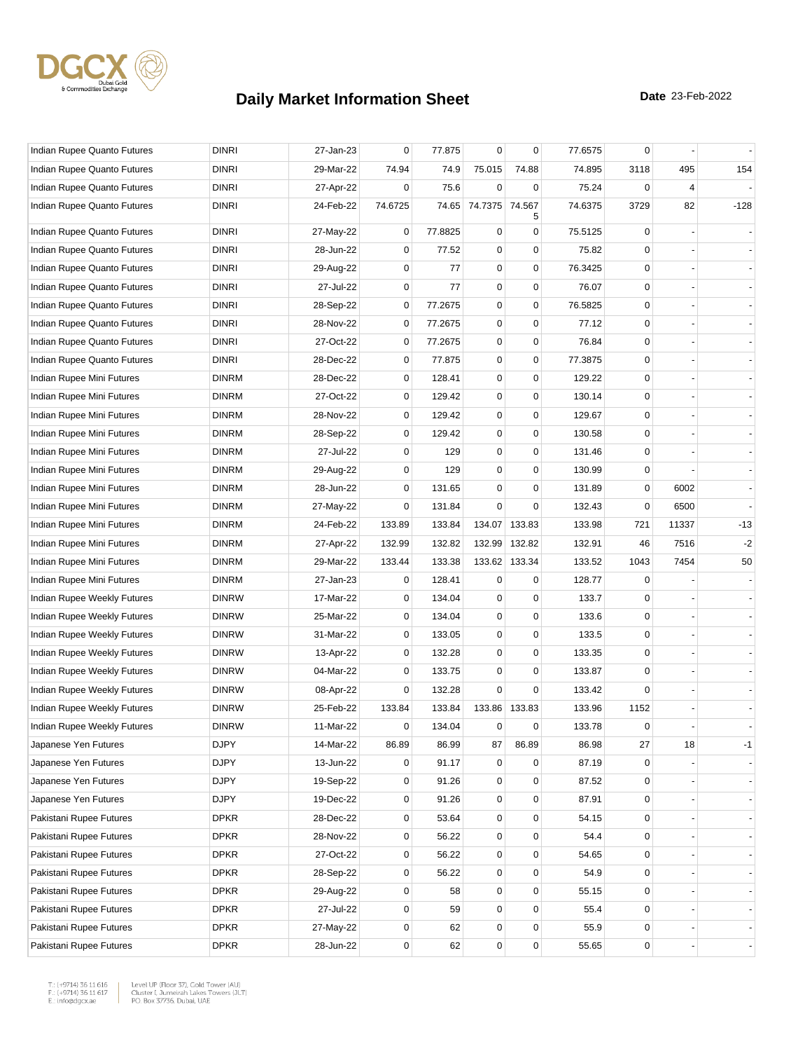## Daily Market Information Sheet

**Date** 23-Feb-2022

| | | | | | | | | | | |
|---|---|---|---|---|---|---|---|---|---|---|
| Indian Rupee Quanto Futures | DINRI | 27-Jan-23 | 0 | 77.875 | 0 | 0 | 77.6575 | 0 | - | - |
| Indian Rupee Quanto Futures | DINRI | 29-Mar-22 | 74.94 | 74.9 | 75.015 | 74.88 | 74.895 | 3118 | 495 | 154 |
| Indian Rupee Quanto Futures | DINRI | 27-Apr-22 | 0 | 75.6 | 0 | 0 | 75.24 | 0 | 4 | - |
| Indian Rupee Quanto Futures | DINRI | 24-Feb-22 | 74.6725 | 74.65 | 74.7375 | 74.5675 | 74.6375 | 3729 | 82 | -128 |
| Indian Rupee Quanto Futures | DINRI | 27-May-22 | 0 | 77.8825 | 0 | 0 | 75.5125 | 0 | - | - |
| Indian Rupee Quanto Futures | DINRI | 28-Jun-22 | 0 | 77.52 | 0 | 0 | 75.82 | 0 | - | - |
| Indian Rupee Quanto Futures | DINRI | 29-Aug-22 | 0 | 77 | 0 | 0 | 76.3425 | 0 | - | - |
| Indian Rupee Quanto Futures | DINRI | 27-Jul-22 | 0 | 77 | 0 | 0 | 76.07 | 0 | - | - |
| Indian Rupee Quanto Futures | DINRI | 28-Sep-22 | 0 | 77.2675 | 0 | 0 | 76.5825 | 0 | - | - |
| Indian Rupee Quanto Futures | DINRI | 28-Nov-22 | 0 | 77.2675 | 0 | 0 | 77.12 | 0 | - | - |
| Indian Rupee Quanto Futures | DINRI | 27-Oct-22 | 0 | 77.2675 | 0 | 0 | 76.84 | 0 | - | - |
| Indian Rupee Quanto Futures | DINRI | 28-Dec-22 | 0 | 77.875 | 0 | 0 | 77.3875 | 0 | - | - |
| Indian Rupee Mini Futures | DINRM | 28-Dec-22 | 0 | 128.41 | 0 | 0 | 129.22 | 0 | - | - |
| Indian Rupee Mini Futures | DINRM | 27-Oct-22 | 0 | 129.42 | 0 | 0 | 130.14 | 0 | - | - |
| Indian Rupee Mini Futures | DINRM | 28-Nov-22 | 0 | 129.42 | 0 | 0 | 129.67 | 0 | - | - |
| Indian Rupee Mini Futures | DINRM | 28-Sep-22 | 0 | 129.42 | 0 | 0 | 130.58 | 0 | - | - |
| Indian Rupee Mini Futures | DINRM | 27-Jul-22 | 0 | 129 | 0 | 0 | 131.46 | 0 | - | - |
| Indian Rupee Mini Futures | DINRM | 29-Aug-22 | 0 | 129 | 0 | 0 | 130.99 | 0 | - | - |
| Indian Rupee Mini Futures | DINRM | 28-Jun-22 | 0 | 131.65 | 0 | 0 | 131.89 | 0 | 6002 | - |
| Indian Rupee Mini Futures | DINRM | 27-May-22 | 0 | 131.84 | 0 | 0 | 132.43 | 0 | 6500 | - |
| Indian Rupee Mini Futures | DINRM | 24-Feb-22 | 133.89 | 133.84 | 134.07 | 133.83 | 133.98 | 721 | 11337 | -13 |
| Indian Rupee Mini Futures | DINRM | 27-Apr-22 | 132.99 | 132.82 | 132.99 | 132.82 | 132.91 | 46 | 7516 | -2 |
| Indian Rupee Mini Futures | DINRM | 29-Mar-22 | 133.44 | 133.38 | 133.62 | 133.34 | 133.52 | 1043 | 7454 | 50 |
| Indian Rupee Mini Futures | DINRM | 27-Jan-23 | 0 | 128.41 | 0 | 0 | 128.77 | 0 | - | - |
| Indian Rupee Weekly Futures | DINRW | 17-Mar-22 | 0 | 134.04 | 0 | 0 | 133.7 | 0 | - | - |
| Indian Rupee Weekly Futures | DINRW | 25-Mar-22 | 0 | 134.04 | 0 | 0 | 133.6 | 0 | - | - |
| Indian Rupee Weekly Futures | DINRW | 31-Mar-22 | 0 | 133.05 | 0 | 0 | 133.5 | 0 | - | - |
| Indian Rupee Weekly Futures | DINRW | 13-Apr-22 | 0 | 132.28 | 0 | 0 | 133.35 | 0 | - | - |
| Indian Rupee Weekly Futures | DINRW | 04-Mar-22 | 0 | 133.75 | 0 | 0 | 133.87 | 0 | - | - |
| Indian Rupee Weekly Futures | DINRW | 08-Apr-22 | 0 | 132.28 | 0 | 0 | 133.42 | 0 | - | - |
| Indian Rupee Weekly Futures | DINRW | 25-Feb-22 | 133.84 | 133.84 | 133.86 | 133.83 | 133.96 | 1152 | - | - |
| Indian Rupee Weekly Futures | DINRW | 11-Mar-22 | 0 | 134.04 | 0 | 0 | 133.78 | 0 | - | - |
| Japanese Yen Futures | DJPY | 14-Mar-22 | 86.89 | 86.99 | 87 | 86.89 | 86.98 | 27 | 18 | -1 |
| Japanese Yen Futures | DJPY | 13-Jun-22 | 0 | 91.17 | 0 | 0 | 87.19 | 0 | - | - |
| Japanese Yen Futures | DJPY | 19-Sep-22 | 0 | 91.26 | 0 | 0 | 87.52 | 0 | - | - |
| Japanese Yen Futures | DJPY | 19-Dec-22 | 0 | 91.26 | 0 | 0 | 87.91 | 0 | - | - |
| Pakistani Rupee Futures | DPKR | 28-Dec-22 | 0 | 53.64 | 0 | 0 | 54.15 | 0 | - | - |
| Pakistani Rupee Futures | DPKR | 28-Nov-22 | 0 | 56.22 | 0 | 0 | 54.4 | 0 | - | - |
| Pakistani Rupee Futures | DPKR | 27-Oct-22 | 0 | 56.22 | 0 | 0 | 54.65 | 0 | - | - |
| Pakistani Rupee Futures | DPKR | 28-Sep-22 | 0 | 56.22 | 0 | 0 | 54.9 | 0 | - | - |
| Pakistani Rupee Futures | DPKR | 29-Aug-22 | 0 | 58 | 0 | 0 | 55.15 | 0 | - | - |
| Pakistani Rupee Futures | DPKR | 27-Jul-22 | 0 | 59 | 0 | 0 | 55.4 | 0 | - | - |
| Pakistani Rupee Futures | DPKR | 27-May-22 | 0 | 62 | 0 | 0 | 55.9 | 0 | - | - |
| Pakistani Rupee Futures | DPKR | 28-Jun-22 | 0 | 62 | 0 | 0 | 55.65 | 0 | - | - |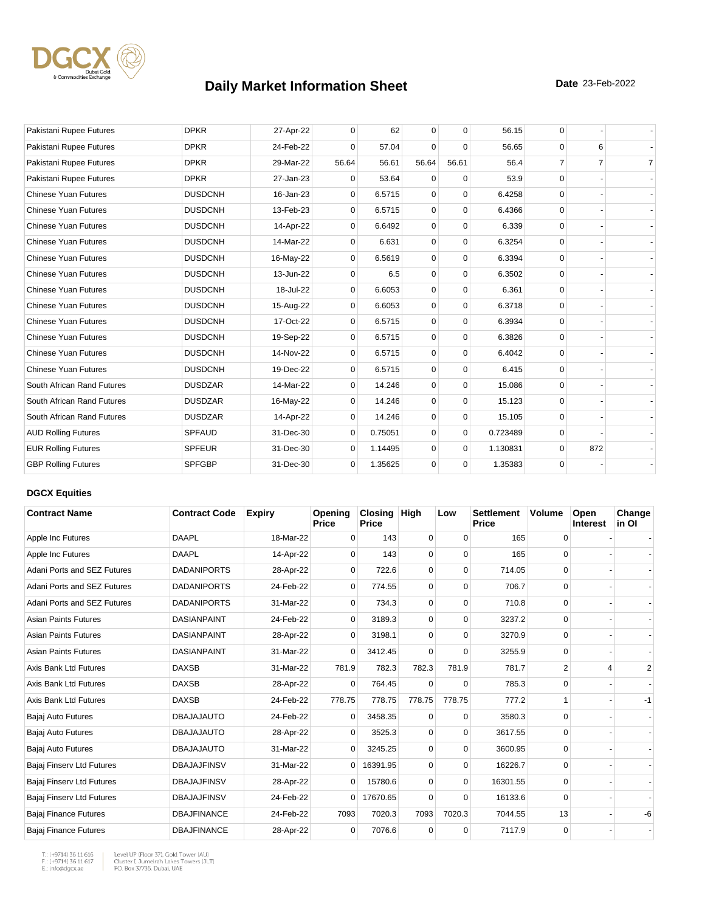# Daily Market Information Sheet

**Date** 23-Feb-2022

| Pakistani Rupee Futures | DPKR | 27-Apr-22 | 0 | 62 | 0 | 0 | 56.15 | 0 | - | - |
|---|---|---|---|---|---|---|---|---|---|---|
| Pakistani Rupee Futures | DPKR | 24-Feb-22 | 0 | 57.04 | 0 | 0 | 56.65 | 0 | 6 | - |
| Pakistani Rupee Futures | DPKR | 29-Mar-22 | 56.64 | 56.61 | 56.64 | 56.61 | 56.4 | 7 | 7 | 7 |
| Pakistani Rupee Futures | DPKR | 27-Jan-23 | 0 | 53.64 | 0 | 0 | 53.9 | 0 | - | - |
| Chinese Yuan Futures | DUSDCNH | 16-Jan-23 | 0 | 6.5715 | 0 | 0 | 6.4258 | 0 | - | - |
| Chinese Yuan Futures | DUSDCNH | 13-Feb-23 | 0 | 6.5715 | 0 | 0 | 6.4366 | 0 | - | - |
| Chinese Yuan Futures | DUSDCNH | 14-Apr-22 | 0 | 6.6492 | 0 | 0 | 6.339 | 0 | - | - |
| Chinese Yuan Futures | DUSDCNH | 14-Mar-22 | 0 | 6.631 | 0 | 0 | 6.3254 | 0 | - | - |
| Chinese Yuan Futures | DUSDCNH | 16-May-22 | 0 | 6.5619 | 0 | 0 | 6.3394 | 0 | - | - |
| Chinese Yuan Futures | DUSDCNH | 13-Jun-22 | 0 | 6.5 | 0 | 0 | 6.3502 | 0 | - | - |
| Chinese Yuan Futures | DUSDCNH | 18-Jul-22 | 0 | 6.6053 | 0 | 0 | 6.361 | 0 | - | - |
| Chinese Yuan Futures | DUSDCNH | 15-Aug-22 | 0 | 6.6053 | 0 | 0 | 6.3718 | 0 | - | - |
| Chinese Yuan Futures | DUSDCNH | 17-Oct-22 | 0 | 6.5715 | 0 | 0 | 6.3934 | 0 | - | - |
| Chinese Yuan Futures | DUSDCNH | 19-Sep-22 | 0 | 6.5715 | 0 | 0 | 6.3826 | 0 | - | - |
| Chinese Yuan Futures | DUSDCNH | 14-Nov-22 | 0 | 6.5715 | 0 | 0 | 6.4042 | 0 | - | - |
| Chinese Yuan Futures | DUSDCNH | 19-Dec-22 | 0 | 6.5715 | 0 | 0 | 6.415 | 0 | - | - |
| South African Rand Futures | DUSDZAR | 14-Mar-22 | 0 | 14.246 | 0 | 0 | 15.086 | 0 | - | - |
| South African Rand Futures | DUSDZAR | 16-May-22 | 0 | 14.246 | 0 | 0 | 15.123 | 0 | - | - |
| South African Rand Futures | DUSDZAR | 14-Apr-22 | 0 | 14.246 | 0 | 0 | 15.105 | 0 | - | - |
| AUD Rolling Futures | SPFAUD | 31-Dec-30 | 0 | 0.75051 | 0 | 0 | 0.723489 | 0 | - | - |
| EUR Rolling Futures | SPFEUR | 31-Dec-30 | 0 | 1.14495 | 0 | 0 | 1.130831 | 0 | 872 | - |
| GBP Rolling Futures | SPFGBP | 31-Dec-30 | 0 | 1.35625 | 0 | 0 | 1.35383 | 0 | - | - |

**DGCX Equities**

| Contract Name | Contract Code | Expiry | Opening Price | Closing Price | High | Low | Settlement Price | Volume | Open Interest | Change in OI |
|---|---|---|---|---|---|---|---|---|---|---|
| Apple Inc Futures | DAAPL | 18-Mar-22 | 0 | 143 | 0 | 0 | 165 | 0 | - | - |
| Apple Inc Futures | DAAPL | 14-Apr-22 | 0 | 143 | 0 | 0 | 165 | 0 | - | - |
| Adani Ports and SEZ Futures | DADANIPORTS | 28-Apr-22 | 0 | 722.6 | 0 | 0 | 714.05 | 0 | - | - |
| Adani Ports and SEZ Futures | DADANIPORTS | 24-Feb-22 | 0 | 774.55 | 0 | 0 | 706.7 | 0 | - | - |
| Adani Ports and SEZ Futures | DADANIPORTS | 31-Mar-22 | 0 | 734.3 | 0 | 0 | 710.8 | 0 | - | - |
| Asian Paints Futures | DASIANPAINT | 24-Feb-22 | 0 | 3189.3 | 0 | 0 | 3237.2 | 0 | - | - |
| Asian Paints Futures | DASIANPAINT | 28-Apr-22 | 0 | 3198.1 | 0 | 0 | 3270.9 | 0 | - | - |
| Asian Paints Futures | DASIANPAINT | 31-Mar-22 | 0 | 3412.45 | 0 | 0 | 3255.9 | 0 | - | - |
| Axis Bank Ltd Futures | DAXSB | 31-Mar-22 | 781.9 | 782.3 | 782.3 | 781.9 | 781.7 | 2 | 4 | 2 |
| Axis Bank Ltd Futures | DAXSB | 28-Apr-22 | 0 | 764.45 | 0 | 0 | 785.3 | 0 | - | - |
| Axis Bank Ltd Futures | DAXSB | 24-Feb-22 | 778.75 | 778.75 | 778.75 | 778.75 | 777.2 | 1 | - | -1 |
| Bajaj Auto Futures | DBAJAJAUTO | 24-Feb-22 | 0 | 3458.35 | 0 | 0 | 3580.3 | 0 | - | - |
| Bajaj Auto Futures | DBAJAJAUTO | 28-Apr-22 | 0 | 3525.3 | 0 | 0 | 3617.55 | 0 | - | - |
| Bajaj Auto Futures | DBAJAJAUTO | 31-Mar-22 | 0 | 3245.25 | 0 | 0 | 3600.95 | 0 | - | - |
| Bajaj Finserv Ltd Futures | DBAJAJFINSV | 31-Mar-22 | 0 | 16391.95 | 0 | 0 | 16226.7 | 0 | - | - |
| Bajaj Finserv Ltd Futures | DBAJAJFINSV | 28-Apr-22 | 0 | 15780.6 | 0 | 0 | 16301.55 | 0 | - | - |
| Bajaj Finserv Ltd Futures | DBAJAJFINSV | 24-Feb-22 | 0 | 17670.65 | 0 | 0 | 16133.6 | 0 | - | - |
| Bajaj Finance Futures | DBAJFINANCE | 24-Feb-22 | 7093 | 7020.3 | 7093 | 7020.3 | 7044.55 | 13 | - | -6 |
| Bajaj Finance Futures | DBAJFINANCE | 28-Apr-22 | 0 | 7076.6 | 0 | 0 | 7117.9 | 0 | - | - |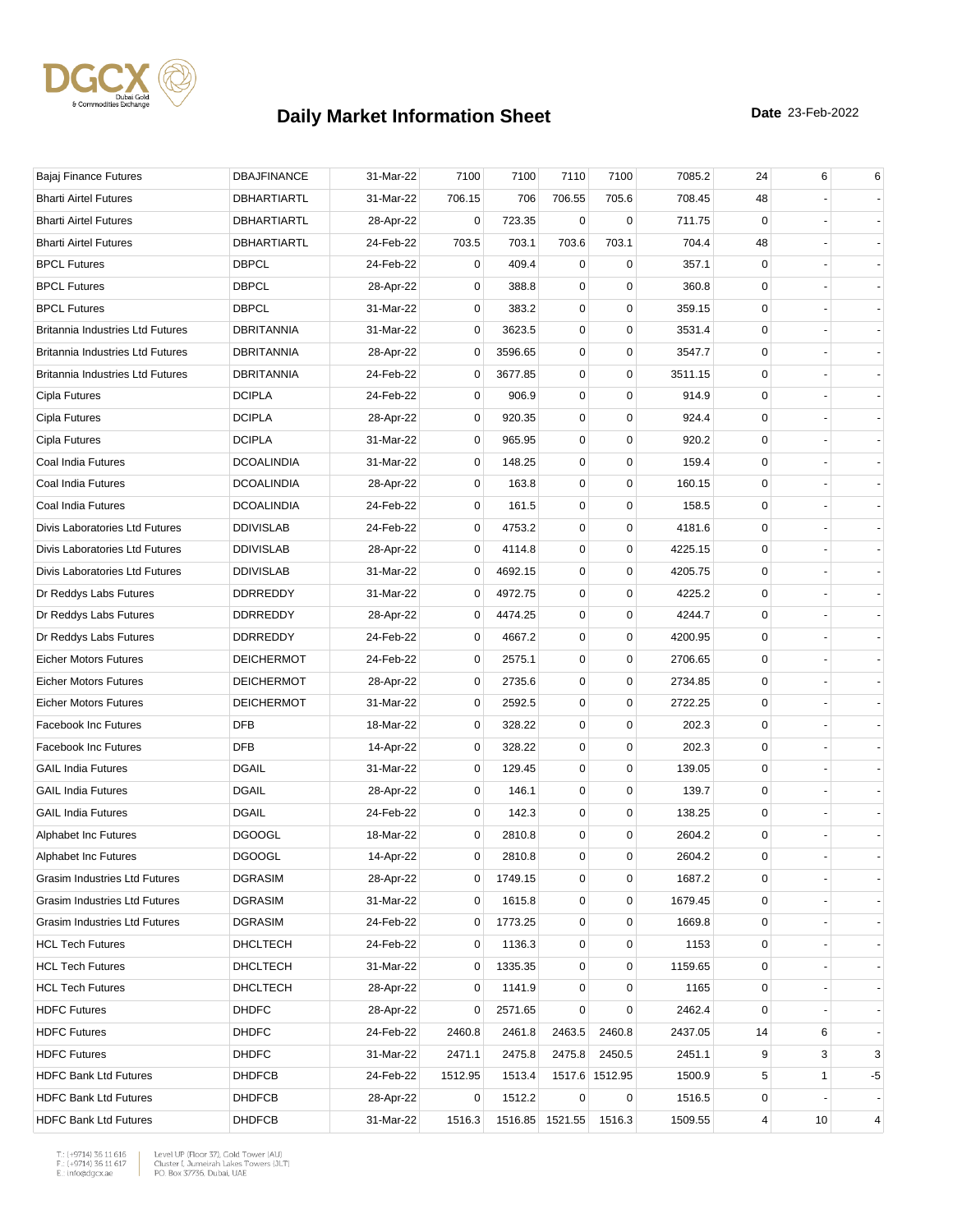# Daily Market Information Sheet

**Date** 23-Feb-2022

| | | | | | | | | | | |
|---|---|---|---|---|---|---|---|---|---|---|
| Bajaj Finance Futures | DBAJFINANCE | 31-Mar-22 | 7100 | 7100 | 7110 | 7100 | 7085.2 | 24 | 6 | 6 |
| Bharti Airtel Futures | DBHARTIARTL | 31-Mar-22 | 706.15 | 706 | 706.55 | 705.6 | 708.45 | 48 | - | - |
| Bharti Airtel Futures | DBHARTIARTL | 28-Apr-22 | 0 | 723.35 | 0 | 0 | 711.75 | 0 | - | - |
| Bharti Airtel Futures | DBHARTIARTL | 24-Feb-22 | 703.5 | 703.1 | 703.6 | 703.1 | 704.4 | 48 | - | - |
| BPCL Futures | DBPCL | 24-Feb-22 | 0 | 409.4 | 0 | 0 | 357.1 | 0 | - | - |
| BPCL Futures | DBPCL | 28-Apr-22 | 0 | 388.8 | 0 | 0 | 360.8 | 0 | - | - |
| BPCL Futures | DBPCL | 31-Mar-22 | 0 | 383.2 | 0 | 0 | 359.15 | 0 | - | - |
| Britannia Industries Ltd Futures | DBRITANNIA | 31-Mar-22 | 0 | 3623.5 | 0 | 0 | 3531.4 | 0 | - | - |
| Britannia Industries Ltd Futures | DBRITANNIA | 28-Apr-22 | 0 | 3596.65 | 0 | 0 | 3547.7 | 0 | - | - |
| Britannia Industries Ltd Futures | DBRITANNIA | 24-Feb-22 | 0 | 3677.85 | 0 | 0 | 3511.15 | 0 | - | - |
| Cipla Futures | DCIPLA | 24-Feb-22 | 0 | 906.9 | 0 | 0 | 914.9 | 0 | - | - |
| Cipla Futures | DCIPLA | 28-Apr-22 | 0 | 920.35 | 0 | 0 | 924.4 | 0 | - | - |
| Cipla Futures | DCIPLA | 31-Mar-22 | 0 | 965.95 | 0 | 0 | 920.2 | 0 | - | - |
| Coal India Futures | DCOALINDIA | 31-Mar-22 | 0 | 148.25 | 0 | 0 | 159.4 | 0 | - | - |
| Coal India Futures | DCOALINDIA | 28-Apr-22 | 0 | 163.8 | 0 | 0 | 160.15 | 0 | - | - |
| Coal India Futures | DCOALINDIA | 24-Feb-22 | 0 | 161.5 | 0 | 0 | 158.5 | 0 | - | - |
| Divis Laboratories Ltd Futures | DDIVISLAB | 24-Feb-22 | 0 | 4753.2 | 0 | 0 | 4181.6 | 0 | - | - |
| Divis Laboratories Ltd Futures | DDIVISLAB | 28-Apr-22 | 0 | 4114.8 | 0 | 0 | 4225.15 | 0 | - | - |
| Divis Laboratories Ltd Futures | DDIVISLAB | 31-Mar-22 | 0 | 4692.15 | 0 | 0 | 4205.75 | 0 | - | - |
| Dr Reddys Labs Futures | DDRREDDY | 31-Mar-22 | 0 | 4972.75 | 0 | 0 | 4225.2 | 0 | - | - |
| Dr Reddys Labs Futures | DDRREDDY | 28-Apr-22 | 0 | 4474.25 | 0 | 0 | 4244.7 | 0 | - | - |
| Dr Reddys Labs Futures | DDRREDDY | 24-Feb-22 | 0 | 4667.2 | 0 | 0 | 4200.95 | 0 | - | - |
| Eicher Motors Futures | DEICHERMOT | 24-Feb-22 | 0 | 2575.1 | 0 | 0 | 2706.65 | 0 | - | - |
| Eicher Motors Futures | DEICHERMOT | 28-Apr-22 | 0 | 2735.6 | 0 | 0 | 2734.85 | 0 | - | - |
| Eicher Motors Futures | DEICHERMOT | 31-Mar-22 | 0 | 2592.5 | 0 | 0 | 2722.25 | 0 | - | - |
| Facebook Inc Futures | DFB | 18-Mar-22 | 0 | 328.22 | 0 | 0 | 202.3 | 0 | - | - |
| Facebook Inc Futures | DFB | 14-Apr-22 | 0 | 328.22 | 0 | 0 | 202.3 | 0 | - | - |
| GAIL India Futures | DGAIL | 31-Mar-22 | 0 | 129.45 | 0 | 0 | 139.05 | 0 | - | - |
| GAIL India Futures | DGAIL | 28-Apr-22 | 0 | 146.1 | 0 | 0 | 139.7 | 0 | - | - |
| GAIL India Futures | DGAIL | 24-Feb-22 | 0 | 142.3 | 0 | 0 | 138.25 | 0 | - | - |
| Alphabet Inc Futures | DGOOGL | 18-Mar-22 | 0 | 2810.8 | 0 | 0 | 2604.2 | 0 | - | - |
| Alphabet Inc Futures | DGOOGL | 14-Apr-22 | 0 | 2810.8 | 0 | 0 | 2604.2 | 0 | - | - |
| Grasim Industries Ltd Futures | DGRASIM | 28-Apr-22 | 0 | 1749.15 | 0 | 0 | 1687.2 | 0 | - | - |
| Grasim Industries Ltd Futures | DGRASIM | 31-Mar-22 | 0 | 1615.8 | 0 | 0 | 1679.45 | 0 | - | - |
| Grasim Industries Ltd Futures | DGRASIM | 24-Feb-22 | 0 | 1773.25 | 0 | 0 | 1669.8 | 0 | - | - |
| HCL Tech Futures | DHCLTECH | 24-Feb-22 | 0 | 1136.3 | 0 | 0 | 1153 | 0 | - | - |
| HCL Tech Futures | DHCLTECH | 31-Mar-22 | 0 | 1335.35 | 0 | 0 | 1159.65 | 0 | - | - |
| HCL Tech Futures | DHCLTECH | 28-Apr-22 | 0 | 1141.9 | 0 | 0 | 1165 | 0 | - | - |
| HDFC Futures | DHDFC | 28-Apr-22 | 0 | 2571.65 | 0 | 0 | 2462.4 | 0 | - | - |
| HDFC Futures | DHDFC | 24-Feb-22 | 2460.8 | 2461.8 | 2463.5 | 2460.8 | 2437.05 | 14 | 6 | - |
| HDFC Futures | DHDFC | 31-Mar-22 | 2471.1 | 2475.8 | 2475.8 | 2450.5 | 2451.1 | 9 | 3 | 3 |
| HDFC Bank Ltd Futures | DHDFCB | 24-Feb-22 | 1512.95 | 1513.4 | 1517.6 | 1512.95 | 1500.9 | 5 | 1 | -5 |
| HDFC Bank Ltd Futures | DHDFCB | 28-Apr-22 | 0 | 1512.2 | 0 | 0 | 1516.5 | 0 | - | - |
| HDFC Bank Ltd Futures | DHDFCB | 31-Mar-22 | 1516.3 | 1516.85 | 1521.55 | 1516.3 | 1509.55 | 4 | 10 | 4 |

T.: (+9714) 36 11 616
F.: (+9714) 36 11 617
E.: info@dgcx.ae

Level UP (Floor 37), Gold Tower (AU)
Cluster I, Jumeirah Lakes Towers (JLT)
P.O. Box 37736, Dubai, UAE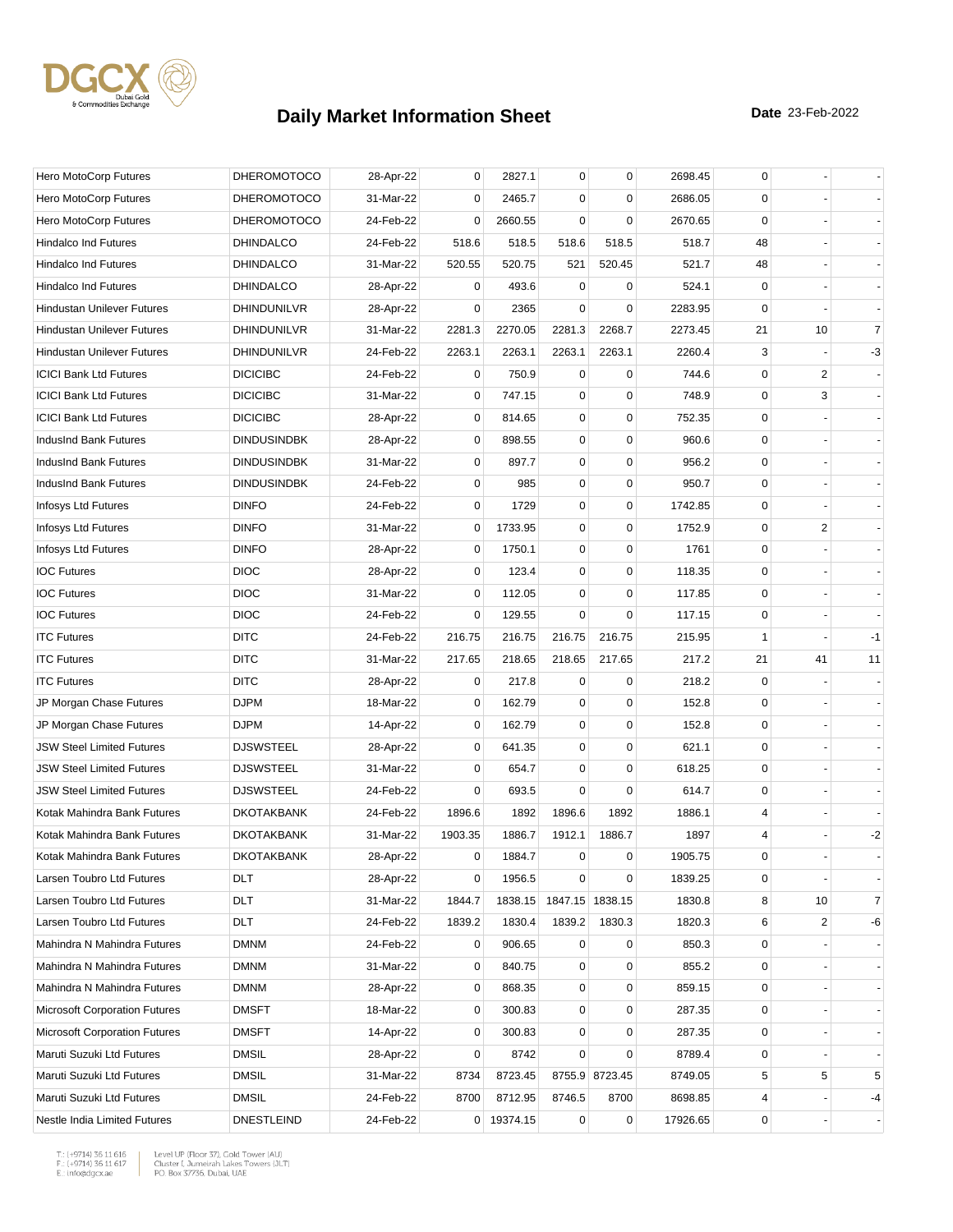# Daily Market Information Sheet

**Date** 23-Feb-2022

| | | | | | | | | | | |
|---|---|---|---|---|---|---|---|---|---|---|
| Hero MotoCorp Futures | DHEROMOTOCO | 28-Apr-22 | 0 | 2827.1 | 0 | 0 | 2698.45 | 0 | - | - |
| Hero MotoCorp Futures | DHEROMOTOCO | 31-Mar-22 | 0 | 2465.7 | 0 | 0 | 2686.05 | 0 | - | - |
| Hero MotoCorp Futures | DHEROMOTOCO | 24-Feb-22 | 0 | 2660.55 | 0 | 0 | 2670.65 | 0 | - | - |
| Hindalco Ind Futures | DHINDALCO | 24-Feb-22 | 518.6 | 518.5 | 518.6 | 518.5 | 518.7 | 48 | - | - |
| Hindalco Ind Futures | DHINDALCO | 31-Mar-22 | 520.55 | 520.75 | 521 | 520.45 | 521.7 | 48 | - | - |
| Hindalco Ind Futures | DHINDALCO | 28-Apr-22 | 0 | 493.6 | 0 | 0 | 524.1 | 0 | - | - |
| Hindustan Unilever Futures | DHINDUNILVR | 28-Apr-22 | 0 | 2365 | 0 | 0 | 2283.95 | 0 | - | - |
| Hindustan Unilever Futures | DHINDUNILVR | 31-Mar-22 | 2281.3 | 2270.05 | 2281.3 | 2268.7 | 2273.45 | 21 | 10 | 7 |
| Hindustan Unilever Futures | DHINDUNILVR | 24-Feb-22 | 2263.1 | 2263.1 | 2263.1 | 2263.1 | 2260.4 | 3 | - | -3 |
| ICICI Bank Ltd Futures | DICICIBC | 24-Feb-22 | 0 | 750.9 | 0 | 0 | 744.6 | 0 | 2 | - |
| ICICI Bank Ltd Futures | DICICIBC | 31-Mar-22 | 0 | 747.15 | 0 | 0 | 748.9 | 0 | 3 | - |
| ICICI Bank Ltd Futures | DICICIBC | 28-Apr-22 | 0 | 814.65 | 0 | 0 | 752.35 | 0 | - | - |
| IndusInd Bank Futures | DINDUSINDBK | 28-Apr-22 | 0 | 898.55 | 0 | 0 | 960.6 | 0 | - | - |
| IndusInd Bank Futures | DINDUSINDBK | 31-Mar-22 | 0 | 897.7 | 0 | 0 | 956.2 | 0 | - | - |
| IndusInd Bank Futures | DINDUSINDBK | 24-Feb-22 | 0 | 985 | 0 | 0 | 950.7 | 0 | - | - |
| Infosys Ltd Futures | DINFO | 24-Feb-22 | 0 | 1729 | 0 | 0 | 1742.85 | 0 | - | - |
| Infosys Ltd Futures | DINFO | 31-Mar-22 | 0 | 1733.95 | 0 | 0 | 1752.9 | 0 | 2 | - |
| Infosys Ltd Futures | DINFO | 28-Apr-22 | 0 | 1750.1 | 0 | 0 | 1761 | 0 | - | - |
| IOC Futures | DIOC | 28-Apr-22 | 0 | 123.4 | 0 | 0 | 118.35 | 0 | - | - |
| IOC Futures | DIOC | 31-Mar-22 | 0 | 112.05 | 0 | 0 | 117.85 | 0 | - | - |
| IOC Futures | DIOC | 24-Feb-22 | 0 | 129.55 | 0 | 0 | 117.15 | 0 | - | - |
| ITC Futures | DITC | 24-Feb-22 | 216.75 | 216.75 | 216.75 | 216.75 | 215.95 | 1 | - | -1 |
| ITC Futures | DITC | 31-Mar-22 | 217.65 | 218.65 | 218.65 | 217.65 | 217.2 | 21 | 41 | 11 |
| ITC Futures | DITC | 28-Apr-22 | 0 | 217.8 | 0 | 0 | 218.2 | 0 | - | - |
| JP Morgan Chase Futures | DJPM | 18-Mar-22 | 0 | 162.79 | 0 | 0 | 152.8 | 0 | - | - |
| JP Morgan Chase Futures | DJPM | 14-Apr-22 | 0 | 162.79 | 0 | 0 | 152.8 | 0 | - | - |
| JSW Steel Limited Futures | DJSWSTEEL | 28-Apr-22 | 0 | 641.35 | 0 | 0 | 621.1 | 0 | - | - |
| JSW Steel Limited Futures | DJSWSTEEL | 31-Mar-22 | 0 | 654.7 | 0 | 0 | 618.25 | 0 | - | - |
| JSW Steel Limited Futures | DJSWSTEEL | 24-Feb-22 | 0 | 693.5 | 0 | 0 | 614.7 | 0 | - | - |
| Kotak Mahindra Bank Futures | DKOTAKBANK | 24-Feb-22 | 1896.6 | 1892 | 1896.6 | 1892 | 1886.1 | 4 | - | - |
| Kotak Mahindra Bank Futures | DKOTAKBANK | 31-Mar-22 | 1903.35 | 1886.7 | 1912.1 | 1886.7 | 1897 | 4 | - | -2 |
| Kotak Mahindra Bank Futures | DKOTAKBANK | 28-Apr-22 | 0 | 1884.7 | 0 | 0 | 1905.75 | 0 | - | - |
| Larsen Toubro Ltd Futures | DLT | 28-Apr-22 | 0 | 1956.5 | 0 | 0 | 1839.25 | 0 | - | - |
| Larsen Toubro Ltd Futures | DLT | 31-Mar-22 | 1844.7 | 1838.15 | 1847.15 | 1838.15 | 1830.8 | 8 | 10 | 7 |
| Larsen Toubro Ltd Futures | DLT | 24-Feb-22 | 1839.2 | 1830.4 | 1839.2 | 1830.3 | 1820.3 | 6 | 2 | -6 |
| Mahindra N Mahindra Futures | DMNM | 24-Feb-22 | 0 | 906.65 | 0 | 0 | 850.3 | 0 | - | - |
| Mahindra N Mahindra Futures | DMNM | 31-Mar-22 | 0 | 840.75 | 0 | 0 | 855.2 | 0 | - | - |
| Mahindra N Mahindra Futures | DMNM | 28-Apr-22 | 0 | 868.35 | 0 | 0 | 859.15 | 0 | - | - |
| Microsoft Corporation Futures | DMSFT | 18-Mar-22 | 0 | 300.83 | 0 | 0 | 287.35 | 0 | - | - |
| Microsoft Corporation Futures | DMSFT | 14-Apr-22 | 0 | 300.83 | 0 | 0 | 287.35 | 0 | - | - |
| Maruti Suzuki Ltd Futures | DMSIL | 28-Apr-22 | 0 | 8742 | 0 | 0 | 8789.4 | 0 | - | - |
| Maruti Suzuki Ltd Futures | DMSIL | 31-Mar-22 | 8734 | 8723.45 | 8755.9 | 8723.45 | 8749.05 | 5 | 5 | 5 |
| Maruti Suzuki Ltd Futures | DMSIL | 24-Feb-22 | 8700 | 8712.95 | 8746.5 | 8700 | 8698.85 | 4 | - | -4 |
| Nestle India Limited Futures | DNESTLEIND | 24-Feb-22 | 0 | 19374.15 | 0 | 0 | 17926.65 | 0 | - | - |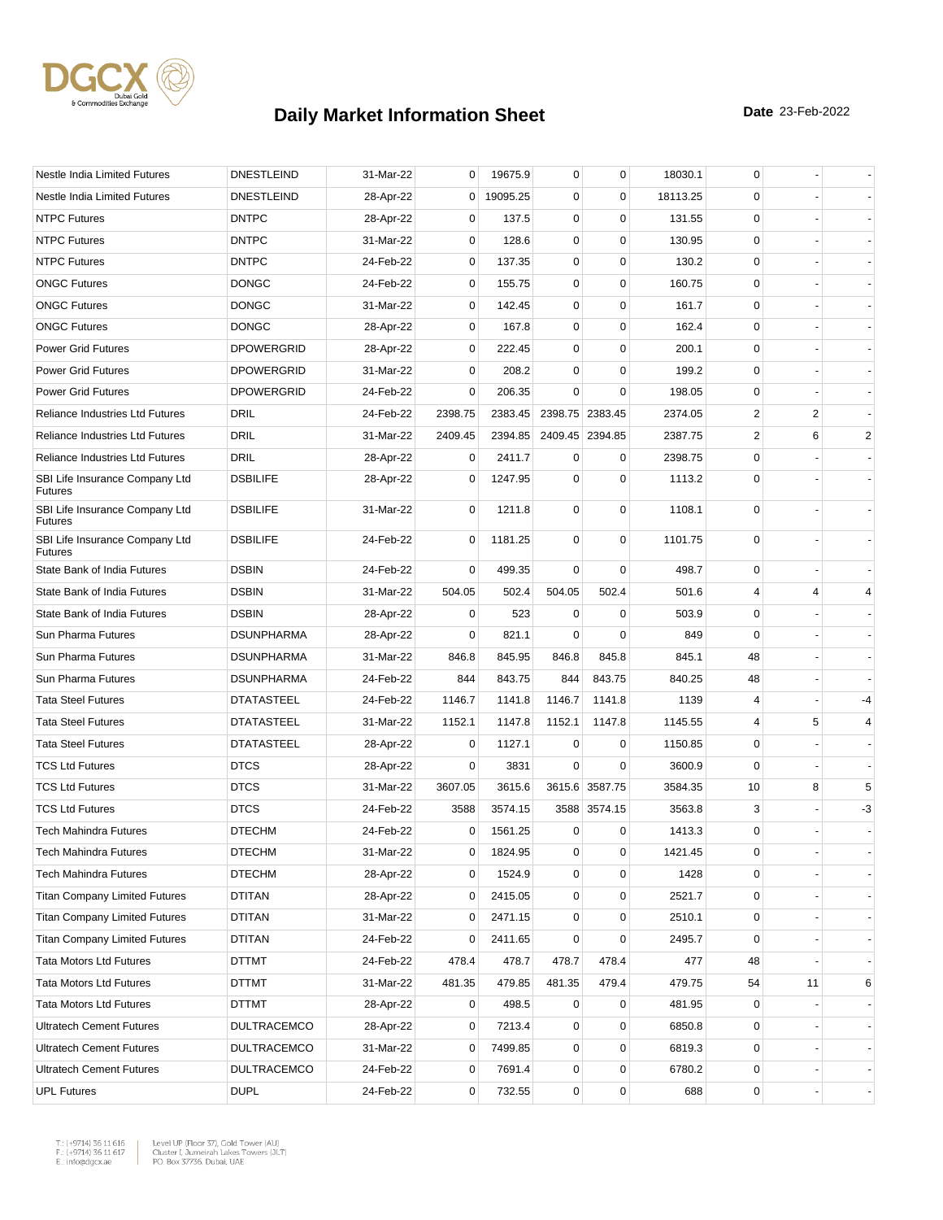# Daily Market Information Sheet

**Date** 23-Feb-2022

| | | | | | | | | | | |
|---|---|---|---|---|---|---|---|---|---|---|
| Nestle India Limited Futures | DNESTLEIND | 31-Mar-22 | 0 | 19675.9 | 0 | 0 | 18030.1 | 0 | - | - |
| Nestle India Limited Futures | DNESTLEIND | 28-Apr-22 | 0 | 19095.25 | 0 | 0 | 18113.25 | 0 | - | - |
| NTPC Futures | DNTPC | 28-Apr-22 | 0 | 137.5 | 0 | 0 | 131.55 | 0 | - | - |
| NTPC Futures | DNTPC | 31-Mar-22 | 0 | 128.6 | 0 | 0 | 130.95 | 0 | - | - |
| NTPC Futures | DNTPC | 24-Feb-22 | 0 | 137.35 | 0 | 0 | 130.2 | 0 | - | - |
| ONGC Futures | DONGC | 24-Feb-22 | 0 | 155.75 | 0 | 0 | 160.75 | 0 | - | - |
| ONGC Futures | DONGC | 31-Mar-22 | 0 | 142.45 | 0 | 0 | 161.7 | 0 | - | - |
| ONGC Futures | DONGC | 28-Apr-22 | 0 | 167.8 | 0 | 0 | 162.4 | 0 | - | - |
| Power Grid Futures | DPOWERGRID | 28-Apr-22 | 0 | 222.45 | 0 | 0 | 200.1 | 0 | - | - |
| Power Grid Futures | DPOWERGRID | 31-Mar-22 | 0 | 208.2 | 0 | 0 | 199.2 | 0 | - | - |
| Power Grid Futures | DPOWERGRID | 24-Feb-22 | 0 | 206.35 | 0 | 0 | 198.05 | 0 | - | - |
| Reliance Industries Ltd Futures | DRIL | 24-Feb-22 | 2398.75 | 2383.45 | 2398.75 | 2383.45 | 2374.05 | 2 | 2 | - |
| Reliance Industries Ltd Futures | DRIL | 31-Mar-22 | 2409.45 | 2394.85 | 2409.45 | 2394.85 | 2387.75 | 2 | 6 | 2 |
| Reliance Industries Ltd Futures | DRIL | 28-Apr-22 | 0 | 2411.7 | 0 | 0 | 2398.75 | 0 | - | - |
| SBI Life Insurance Company Ltd Futures | DSBILIFE | 28-Apr-22 | 0 | 1247.95 | 0 | 0 | 1113.2 | 0 | - | - |
| SBI Life Insurance Company Ltd Futures | DSBILIFE | 31-Mar-22 | 0 | 1211.8 | 0 | 0 | 1108.1 | 0 | - | - |
| SBI Life Insurance Company Ltd Futures | DSBILIFE | 24-Feb-22 | 0 | 1181.25 | 0 | 0 | 1101.75 | 0 | - | - |
| State Bank of India Futures | DSBIN | 24-Feb-22 | 0 | 499.35 | 0 | 0 | 498.7 | 0 | - | - |
| State Bank of India Futures | DSBIN | 31-Mar-22 | 504.05 | 502.4 | 504.05 | 502.4 | 501.6 | 4 | 4 | 4 |
| State Bank of India Futures | DSBIN | 28-Apr-22 | 0 | 523 | 0 | 0 | 503.9 | 0 | - | - |
| Sun Pharma Futures | DSUNPHARMA | 28-Apr-22 | 0 | 821.1 | 0 | 0 | 849 | 0 | - | - |
| Sun Pharma Futures | DSUNPHARMA | 31-Mar-22 | 846.8 | 845.95 | 846.8 | 845.8 | 845.1 | 48 | - | - |
| Sun Pharma Futures | DSUNPHARMA | 24-Feb-22 | 844 | 843.75 | 844 | 843.75 | 840.25 | 48 | - | - |
| Tata Steel Futures | DTATASTEEL | 24-Feb-22 | 1146.7 | 1141.8 | 1146.7 | 1141.8 | 1139 | 4 | - | -4 |
| Tata Steel Futures | DTATASTEEL | 31-Mar-22 | 1152.1 | 1147.8 | 1152.1 | 1147.8 | 1145.55 | 4 | 5 | 4 |
| Tata Steel Futures | DTATASTEEL | 28-Apr-22 | 0 | 1127.1 | 0 | 0 | 1150.85 | 0 | - | - |
| TCS Ltd Futures | DTCS | 28-Apr-22 | 0 | 3831 | 0 | 0 | 3600.9 | 0 | - | - |
| TCS Ltd Futures | DTCS | 31-Mar-22 | 3607.05 | 3615.6 | 3615.6 | 3587.75 | 3584.35 | 10 | 8 | 5 |
| TCS Ltd Futures | DTCS | 24-Feb-22 | 3588 | 3574.15 | 3588 | 3574.15 | 3563.8 | 3 | - | -3 |
| Tech Mahindra Futures | DTECHM | 24-Feb-22 | 0 | 1561.25 | 0 | 0 | 1413.3 | 0 | - | - |
| Tech Mahindra Futures | DTECHM | 31-Mar-22 | 0 | 1824.95 | 0 | 0 | 1421.45 | 0 | - | - |
| Tech Mahindra Futures | DTECHM | 28-Apr-22 | 0 | 1524.9 | 0 | 0 | 1428 | 0 | - | - |
| Titan Company Limited Futures | DTITAN | 28-Apr-22 | 0 | 2415.05 | 0 | 0 | 2521.7 | 0 | - | - |
| Titan Company Limited Futures | DTITAN | 31-Mar-22 | 0 | 2471.15 | 0 | 0 | 2510.1 | 0 | - | - |
| Titan Company Limited Futures | DTITAN | 24-Feb-22 | 0 | 2411.65 | 0 | 0 | 2495.7 | 0 | - | - |
| Tata Motors Ltd Futures | DTTMT | 24-Feb-22 | 478.4 | 478.7 | 478.7 | 478.4 | 477 | 48 | - | - |
| Tata Motors Ltd Futures | DTTMT | 31-Mar-22 | 481.35 | 479.85 | 481.35 | 479.4 | 479.75 | 54 | 11 | 6 |
| Tata Motors Ltd Futures | DTTMT | 28-Apr-22 | 0 | 498.5 | 0 | 0 | 481.95 | 0 | - | - |
| Ultratech Cement Futures | DULTRACEMCO | 28-Apr-22 | 0 | 7213.4 | 0 | 0 | 6850.8 | 0 | - | - |
| Ultratech Cement Futures | DULTRACEMCO | 31-Mar-22 | 0 | 7499.85 | 0 | 0 | 6819.3 | 0 | - | - |
| Ultratech Cement Futures | DULTRACEMCO | 24-Feb-22 | 0 | 7691.4 | 0 | 0 | 6780.2 | 0 | - | - |
| UPL Futures | DUPL | 24-Feb-22 | 0 | 732.55 | 0 | 0 | 688 | 0 | - | - |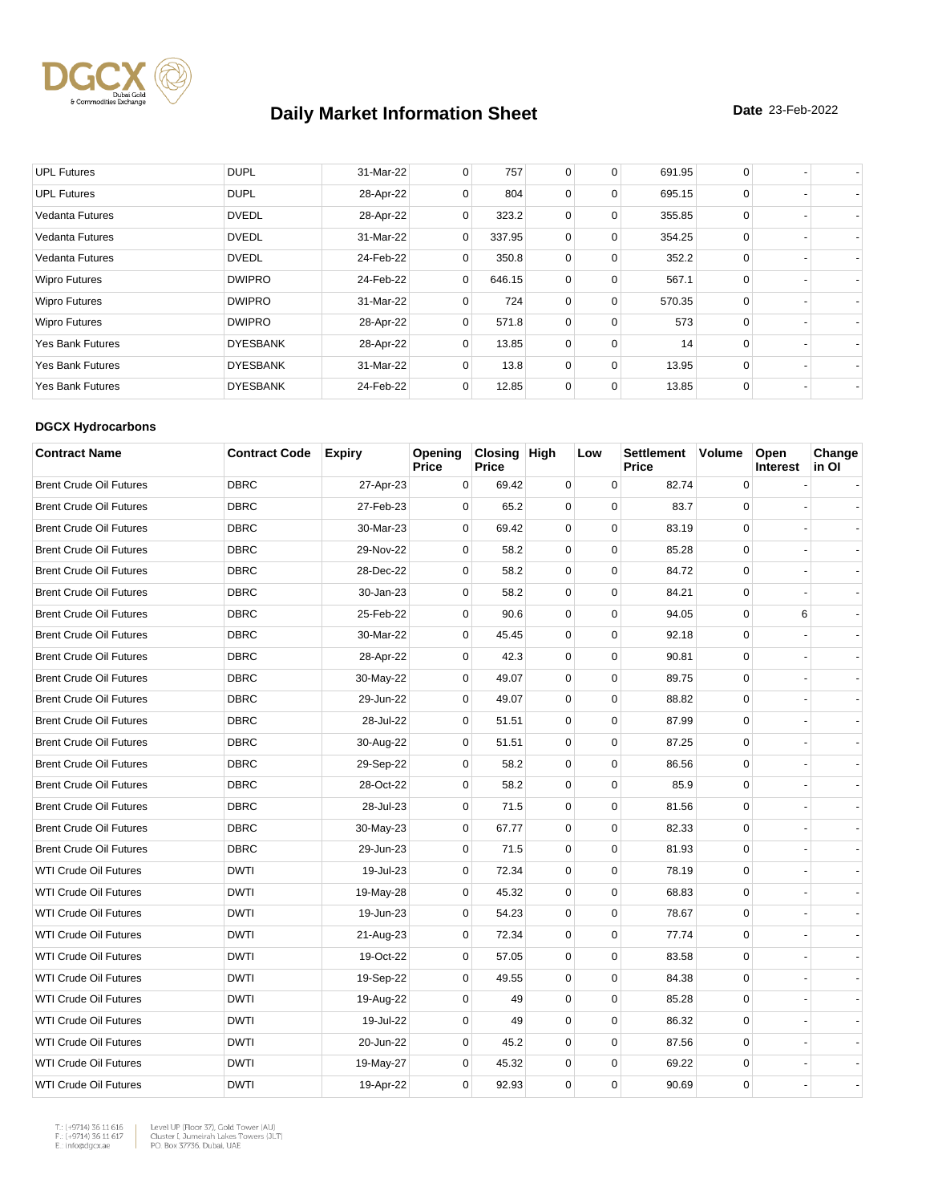# Daily Market Information Sheet

**Date** 23-Feb-2022

| | | | | | | | | | | |
|---|---|---|---|---|---|---|---|---|---|---|
| UPL Futures | DUPL | 31-Mar-22 | 0 | 757 | 0 | 0 | 691.95 | 0 | - | - |
| UPL Futures | DUPL | 28-Apr-22 | 0 | 804 | 0 | 0 | 695.15 | 0 | - | - |
| Vedanta Futures | DVEDL | 28-Apr-22 | 0 | 323.2 | 0 | 0 | 355.85 | 0 | - | - |
| Vedanta Futures | DVEDL | 31-Mar-22 | 0 | 337.95 | 0 | 0 | 354.25 | 0 | - | - |
| Vedanta Futures | DVEDL | 24-Feb-22 | 0 | 350.8 | 0 | 0 | 352.2 | 0 | - | - |
| Wipro Futures | DWIPRO | 24-Feb-22 | 0 | 646.15 | 0 | 0 | 567.1 | 0 | - | - |
| Wipro Futures | DWIPRO | 31-Mar-22 | 0 | 724 | 0 | 0 | 570.35 | 0 | - | - |
| Wipro Futures | DWIPRO | 28-Apr-22 | 0 | 571.8 | 0 | 0 | 573 | 0 | - | - |
| Yes Bank Futures | DYESBANK | 28-Apr-22 | 0 | 13.85 | 0 | 0 | 14 | 0 | - | - |
| Yes Bank Futures | DYESBANK | 31-Mar-22 | 0 | 13.8 | 0 | 0 | 13.95 | 0 | - | - |
| Yes Bank Futures | DYESBANK | 24-Feb-22 | 0 | 12.85 | 0 | 0 | 13.85 | 0 | - | - |

**DGCX Hydrocarbons**

| Contract Name | Contract Code | Expiry | Opening Price | Closing Price | High | Low | Settlement Price | Volume | Open Interest | Change in OI |
|---|---|---|---|---|---|---|---|---|---|---|
| Brent Crude Oil Futures | DBRC | 27-Apr-23 | 0 | 69.42 | 0 | 0 | 82.74 | 0 | - | - |
| Brent Crude Oil Futures | DBRC | 27-Feb-23 | 0 | 65.2 | 0 | 0 | 83.7 | 0 | - | - |
| Brent Crude Oil Futures | DBRC | 30-Mar-23 | 0 | 69.42 | 0 | 0 | 83.19 | 0 | - | - |
| Brent Crude Oil Futures | DBRC | 29-Nov-22 | 0 | 58.2 | 0 | 0 | 85.28 | 0 | - | - |
| Brent Crude Oil Futures | DBRC | 28-Dec-22 | 0 | 58.2 | 0 | 0 | 84.72 | 0 | - | - |
| Brent Crude Oil Futures | DBRC | 30-Jan-23 | 0 | 58.2 | 0 | 0 | 84.21 | 0 | - | - |
| Brent Crude Oil Futures | DBRC | 25-Feb-22 | 0 | 90.6 | 0 | 0 | 94.05 | 0 | 6 | - |
| Brent Crude Oil Futures | DBRC | 30-Mar-22 | 0 | 45.45 | 0 | 0 | 92.18 | 0 | - | - |
| Brent Crude Oil Futures | DBRC | 28-Apr-22 | 0 | 42.3 | 0 | 0 | 90.81 | 0 | - | - |
| Brent Crude Oil Futures | DBRC | 30-May-22 | 0 | 49.07 | 0 | 0 | 89.75 | 0 | - | - |
| Brent Crude Oil Futures | DBRC | 29-Jun-22 | 0 | 49.07 | 0 | 0 | 88.82 | 0 | - | - |
| Brent Crude Oil Futures | DBRC | 28-Jul-22 | 0 | 51.51 | 0 | 0 | 87.99 | 0 | - | - |
| Brent Crude Oil Futures | DBRC | 30-Aug-22 | 0 | 51.51 | 0 | 0 | 87.25 | 0 | - | - |
| Brent Crude Oil Futures | DBRC | 29-Sep-22 | 0 | 58.2 | 0 | 0 | 86.56 | 0 | - | - |
| Brent Crude Oil Futures | DBRC | 28-Oct-22 | 0 | 58.2 | 0 | 0 | 85.9 | 0 | - | - |
| Brent Crude Oil Futures | DBRC | 28-Jul-23 | 0 | 71.5 | 0 | 0 | 81.56 | 0 | - | - |
| Brent Crude Oil Futures | DBRC | 30-May-23 | 0 | 67.77 | 0 | 0 | 82.33 | 0 | - | - |
| Brent Crude Oil Futures | DBRC | 29-Jun-23 | 0 | 71.5 | 0 | 0 | 81.93 | 0 | - | - |
| WTI Crude Oil Futures | DWTI | 19-Jul-23 | 0 | 72.34 | 0 | 0 | 78.19 | 0 | - | - |
| WTI Crude Oil Futures | DWTI | 19-May-28 | 0 | 45.32 | 0 | 0 | 68.83 | 0 | - | - |
| WTI Crude Oil Futures | DWTI | 19-Jun-23 | 0 | 54.23 | 0 | 0 | 78.67 | 0 | - | - |
| WTI Crude Oil Futures | DWTI | 21-Aug-23 | 0 | 72.34 | 0 | 0 | 77.74 | 0 | - | - |
| WTI Crude Oil Futures | DWTI | 19-Oct-22 | 0 | 57.05 | 0 | 0 | 83.58 | 0 | - | - |
| WTI Crude Oil Futures | DWTI | 19-Sep-22 | 0 | 49.55 | 0 | 0 | 84.38 | 0 | - | - |
| WTI Crude Oil Futures | DWTI | 19-Aug-22 | 0 | 49 | 0 | 0 | 85.28 | 0 | - | - |
| WTI Crude Oil Futures | DWTI | 19-Jul-22 | 0 | 49 | 0 | 0 | 86.32 | 0 | - | - |
| WTI Crude Oil Futures | DWTI | 20-Jun-22 | 0 | 45.2 | 0 | 0 | 87.56 | 0 | - | - |
| WTI Crude Oil Futures | DWTI | 19-May-27 | 0 | 45.32 | 0 | 0 | 69.22 | 0 | - | - |
| WTI Crude Oil Futures | DWTI | 19-Apr-22 | 0 | 92.93 | 0 | 0 | 90.69 | 0 | - | - |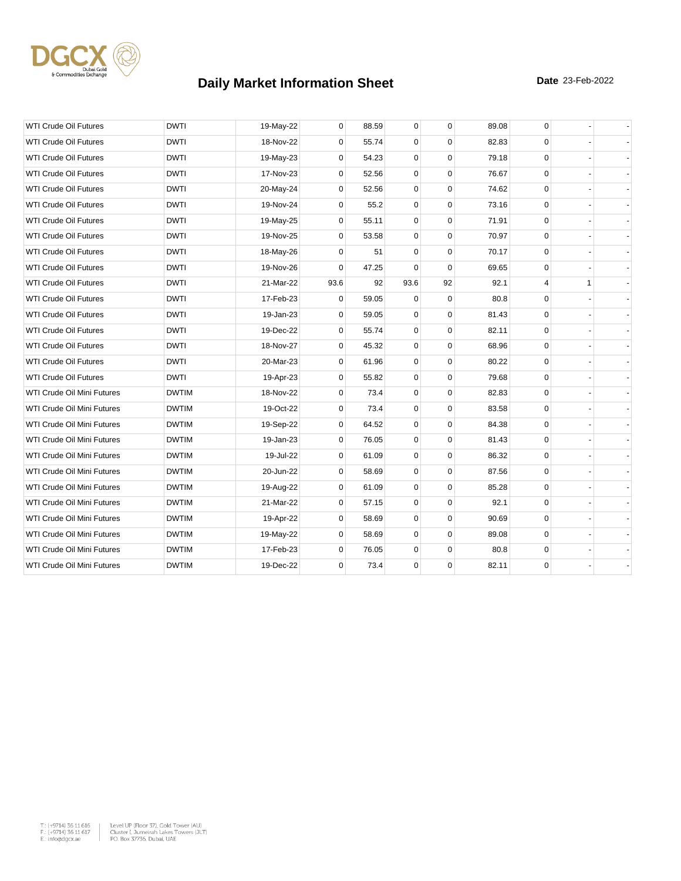# Daily Market Information Sheet

**Date** 23-Feb-2022

| | | | | | | | | | | |
|---|---|---|---|---|---|---|---|---|---|---|
| WTI Crude Oil Futures | DWTI | 19-May-22 | 0 | 88.59 | 0 | 0 | 89.08 | 0 | - | - |
| WTI Crude Oil Futures | DWTI | 18-Nov-22 | 0 | 55.74 | 0 | 0 | 82.83 | 0 | - | - |
| WTI Crude Oil Futures | DWTI | 19-May-23 | 0 | 54.23 | 0 | 0 | 79.18 | 0 | - | - |
| WTI Crude Oil Futures | DWTI | 17-Nov-23 | 0 | 52.56 | 0 | 0 | 76.67 | 0 | - | - |
| WTI Crude Oil Futures | DWTI | 20-May-24 | 0 | 52.56 | 0 | 0 | 74.62 | 0 | - | - |
| WTI Crude Oil Futures | DWTI | 19-Nov-24 | 0 | 55.2 | 0 | 0 | 73.16 | 0 | - | - |
| WTI Crude Oil Futures | DWTI | 19-May-25 | 0 | 55.11 | 0 | 0 | 71.91 | 0 | - | - |
| WTI Crude Oil Futures | DWTI | 19-Nov-25 | 0 | 53.58 | 0 | 0 | 70.97 | 0 | - | - |
| WTI Crude Oil Futures | DWTI | 18-May-26 | 0 | 51 | 0 | 0 | 70.17 | 0 | - | - |
| WTI Crude Oil Futures | DWTI | 19-Nov-26 | 0 | 47.25 | 0 | 0 | 69.65 | 0 | - | - |
| WTI Crude Oil Futures | DWTI | 21-Mar-22 | 93.6 | 92 | 93.6 | 92 | 92.1 | 4 | 1 | - |
| WTI Crude Oil Futures | DWTI | 17-Feb-23 | 0 | 59.05 | 0 | 0 | 80.8 | 0 | - | - |
| WTI Crude Oil Futures | DWTI | 19-Jan-23 | 0 | 59.05 | 0 | 0 | 81.43 | 0 | - | - |
| WTI Crude Oil Futures | DWTI | 19-Dec-22 | 0 | 55.74 | 0 | 0 | 82.11 | 0 | - | - |
| WTI Crude Oil Futures | DWTI | 18-Nov-27 | 0 | 45.32 | 0 | 0 | 68.96 | 0 | - | - |
| WTI Crude Oil Futures | DWTI | 20-Mar-23 | 0 | 61.96 | 0 | 0 | 80.22 | 0 | - | - |
| WTI Crude Oil Futures | DWTI | 19-Apr-23 | 0 | 55.82 | 0 | 0 | 79.68 | 0 | - | - |
| WTI Crude Oil Mini Futures | DWTIM | 18-Nov-22 | 0 | 73.4 | 0 | 0 | 82.83 | 0 | - | - |
| WTI Crude Oil Mini Futures | DWTIM | 19-Oct-22 | 0 | 73.4 | 0 | 0 | 83.58 | 0 | - | - |
| WTI Crude Oil Mini Futures | DWTIM | 19-Sep-22 | 0 | 64.52 | 0 | 0 | 84.38 | 0 | - | - |
| WTI Crude Oil Mini Futures | DWTIM | 19-Jan-23 | 0 | 76.05 | 0 | 0 | 81.43 | 0 | - | - |
| WTI Crude Oil Mini Futures | DWTIM | 19-Jul-22 | 0 | 61.09 | 0 | 0 | 86.32 | 0 | - | - |
| WTI Crude Oil Mini Futures | DWTIM | 20-Jun-22 | 0 | 58.69 | 0 | 0 | 87.56 | 0 | - | - |
| WTI Crude Oil Mini Futures | DWTIM | 19-Aug-22 | 0 | 61.09 | 0 | 0 | 85.28 | 0 | - | - |
| WTI Crude Oil Mini Futures | DWTIM | 21-Mar-22 | 0 | 57.15 | 0 | 0 | 92.1 | 0 | - | - |
| WTI Crude Oil Mini Futures | DWTIM | 19-Apr-22 | 0 | 58.69 | 0 | 0 | 90.69 | 0 | - | - |
| WTI Crude Oil Mini Futures | DWTIM | 19-May-22 | 0 | 58.69 | 0 | 0 | 89.08 | 0 | - | - |
| WTI Crude Oil Mini Futures | DWTIM | 17-Feb-23 | 0 | 76.05 | 0 | 0 | 80.8 | 0 | - | - |
| WTI Crude Oil Mini Futures | DWTIM | 19-Dec-22 | 0 | 73.4 | 0 | 0 | 82.11 | 0 | - | - |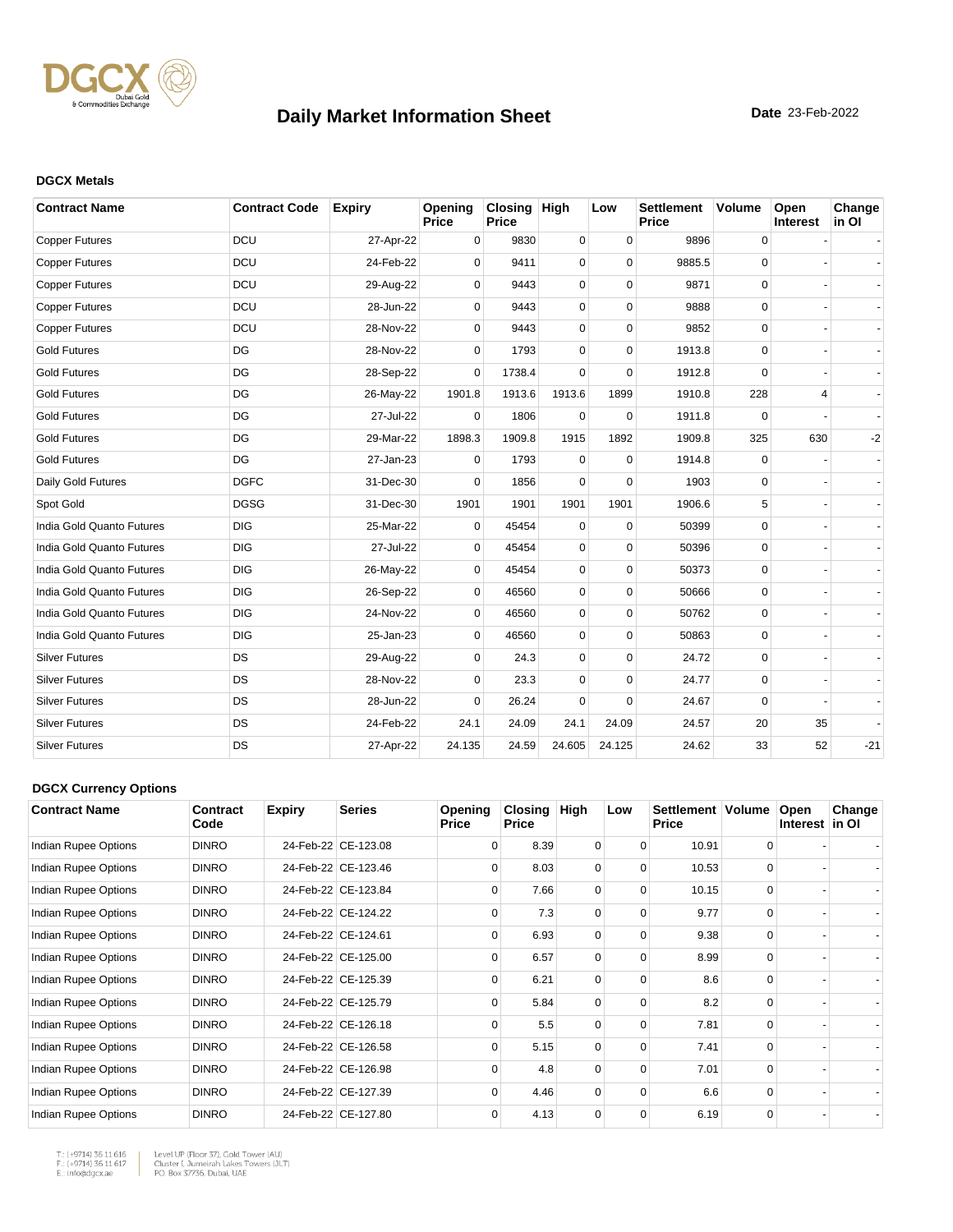# Daily Market Information Sheet

**Date** 23-Feb-2022

**DGCX Metals**

| Contract Name | Contract Code | Expiry | Opening Price | Closing Price | High | Low | Settlement Price | Volume | Open Interest | Change in OI |
|---|---|---|---|---|---|---|---|---|---|---|
| Copper Futures | DCU | 27-Apr-22 | 0 | 9830 | 0 | 0 | 9896 | 0 | - | - |
| Copper Futures | DCU | 24-Feb-22 | 0 | 9411 | 0 | 0 | 9885.5 | 0 | - | - |
| Copper Futures | DCU | 29-Aug-22 | 0 | 9443 | 0 | 0 | 9871 | 0 | - | - |
| Copper Futures | DCU | 28-Jun-22 | 0 | 9443 | 0 | 0 | 9888 | 0 | - | - |
| Copper Futures | DCU | 28-Nov-22 | 0 | 9443 | 0 | 0 | 9852 | 0 | - | - |
| Gold Futures | DG | 28-Nov-22 | 0 | 1793 | 0 | 0 | 1913.8 | 0 | - | - |
| Gold Futures | DG | 28-Sep-22 | 0 | 1738.4 | 0 | 0 | 1912.8 | 0 | - | - |
| Gold Futures | DG | 26-May-22 | 1901.8 | 1913.6 | 1913.6 | 1899 | 1910.8 | 228 | 4 | - |
| Gold Futures | DG | 27-Jul-22 | 0 | 1806 | 0 | 0 | 1911.8 | 0 | - | - |
| Gold Futures | DG | 29-Mar-22 | 1898.3 | 1909.8 | 1915 | 1892 | 1909.8 | 325 | 630 | -2 |
| Gold Futures | DG | 27-Jan-23 | 0 | 1793 | 0 | 0 | 1914.8 | 0 | - | - |
| Daily Gold Futures | DGFC | 31-Dec-30 | 0 | 1856 | 0 | 0 | 1903 | 0 | - | - |
| Spot Gold | DGSG | 31-Dec-30 | 1901 | 1901 | 1901 | 1901 | 1906.6 | 5 | - | - |
| India Gold Quanto Futures | DIG | 25-Mar-22 | 0 | 45454 | 0 | 0 | 50399 | 0 | - | - |
| India Gold Quanto Futures | DIG | 27-Jul-22 | 0 | 45454 | 0 | 0 | 50396 | 0 | - | - |
| India Gold Quanto Futures | DIG | 26-May-22 | 0 | 45454 | 0 | 0 | 50373 | 0 | - | - |
| India Gold Quanto Futures | DIG | 26-Sep-22 | 0 | 46560 | 0 | 0 | 50666 | 0 | - | - |
| India Gold Quanto Futures | DIG | 24-Nov-22 | 0 | 46560 | 0 | 0 | 50762 | 0 | - | - |
| India Gold Quanto Futures | DIG | 25-Jan-23 | 0 | 46560 | 0 | 0 | 50863 | 0 | - | - |
| Silver Futures | DS | 29-Aug-22 | 0 | 24.3 | 0 | 0 | 24.72 | 0 | - | - |
| Silver Futures | DS | 28-Nov-22 | 0 | 23.3 | 0 | 0 | 24.77 | 0 | - | - |
| Silver Futures | DS | 28-Jun-22 | 0 | 26.24 | 0 | 0 | 24.67 | 0 | - | - |
| Silver Futures | DS | 24-Feb-22 | 24.1 | 24.09 | 24.1 | 24.09 | 24.57 | 20 | 35 | - |
| Silver Futures | DS | 27-Apr-22 | 24.135 | 24.59 | 24.605 | 24.125 | 24.62 | 33 | 52 | -21 |

**DGCX Currency Options**

| Contract Name | Contract Code | Expiry | Series | Opening Price | Closing Price | High | Low | Settlement Price | Volume | Open Interest | Change in OI |
|---|---|---|---|---|---|---|---|---|---|---|---|
| Indian Rupee Options | DINRO | 24-Feb-22 | CE-123.08 | 0 | 8.39 | 0 | 0 | 10.91 | 0 | - | - |
| Indian Rupee Options | DINRO | 24-Feb-22 | CE-123.46 | 0 | 8.03 | 0 | 0 | 10.53 | 0 | - | - |
| Indian Rupee Options | DINRO | 24-Feb-22 | CE-123.84 | 0 | 7.66 | 0 | 0 | 10.15 | 0 | - | - |
| Indian Rupee Options | DINRO | 24-Feb-22 | CE-124.22 | 0 | 7.3 | 0 | 0 | 9.77 | 0 | - | - |
| Indian Rupee Options | DINRO | 24-Feb-22 | CE-124.61 | 0 | 6.93 | 0 | 0 | 9.38 | 0 | - | - |
| Indian Rupee Options | DINRO | 24-Feb-22 | CE-125.00 | 0 | 6.57 | 0 | 0 | 8.99 | 0 | - | - |
| Indian Rupee Options | DINRO | 24-Feb-22 | CE-125.39 | 0 | 6.21 | 0 | 0 | 8.6 | 0 | - | - |
| Indian Rupee Options | DINRO | 24-Feb-22 | CE-125.79 | 0 | 5.84 | 0 | 0 | 8.2 | 0 | - | - |
| Indian Rupee Options | DINRO | 24-Feb-22 | CE-126.18 | 0 | 5.5 | 0 | 0 | 7.81 | 0 | - | - |
| Indian Rupee Options | DINRO | 24-Feb-22 | CE-126.58 | 0 | 5.15 | 0 | 0 | 7.41 | 0 | - | - |
| Indian Rupee Options | DINRO | 24-Feb-22 | CE-126.98 | 0 | 4.8 | 0 | 0 | 7.01 | 0 | - | - |
| Indian Rupee Options | DINRO | 24-Feb-22 | CE-127.39 | 0 | 4.46 | 0 | 0 | 6.6 | 0 | - | - |
| Indian Rupee Options | DINRO | 24-Feb-22 | CE-127.80 | 0 | 4.13 | 0 | 0 | 6.19 | 0 | - | - |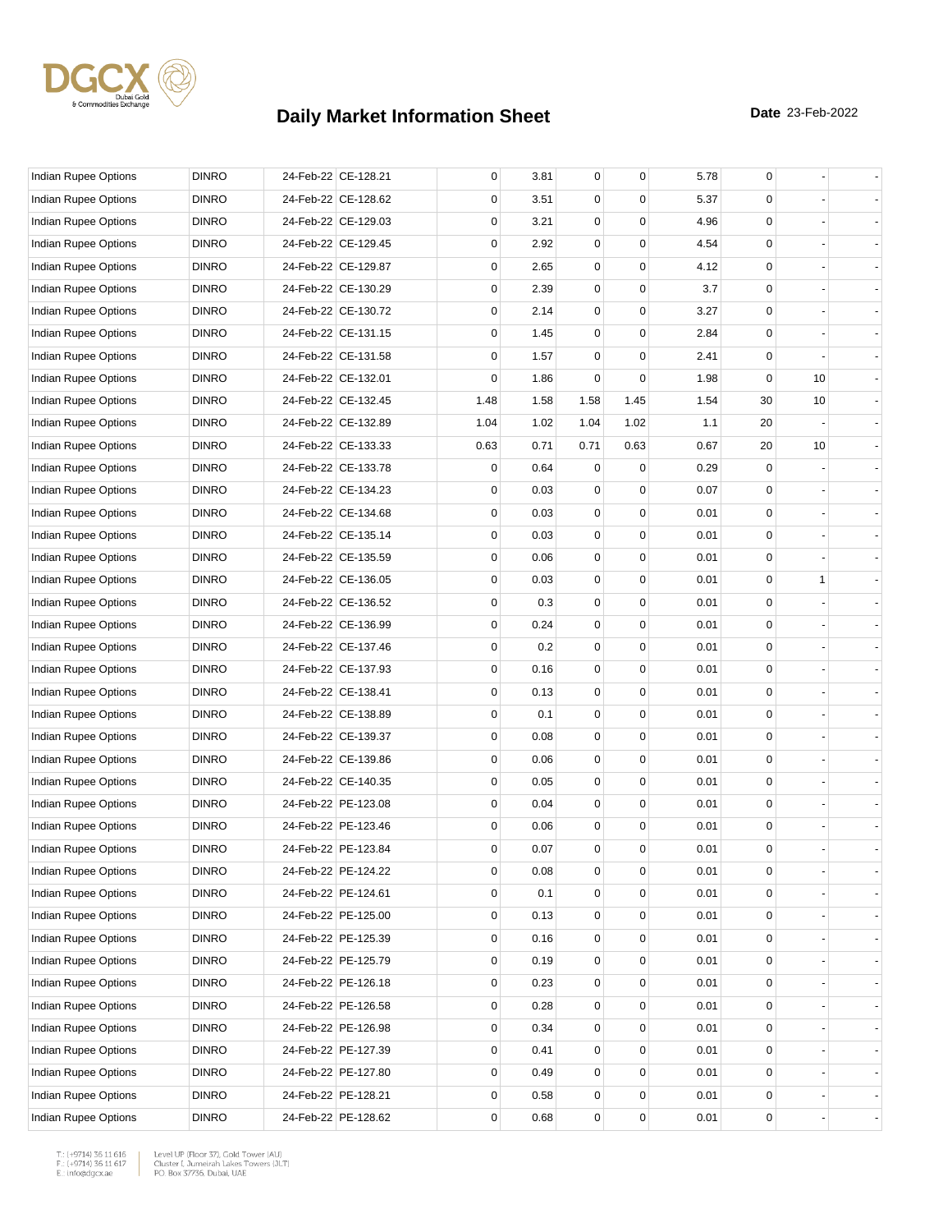# Daily Market Information Sheet

**Date** 23-Feb-2022

| | | | | | | | | | | | |
|---|---|---|---|---|---|---|---|---|---|---|---|
| Indian Rupee Options | DINRO | 24-Feb-22 | CE-128.21 | 0 | 3.81 | 0 | 0 | 5.78 | 0 | - | - |
| Indian Rupee Options | DINRO | 24-Feb-22 | CE-128.62 | 0 | 3.51 | 0 | 0 | 5.37 | 0 | - | - |
| Indian Rupee Options | DINRO | 24-Feb-22 | CE-129.03 | 0 | 3.21 | 0 | 0 | 4.96 | 0 | - | - |
| Indian Rupee Options | DINRO | 24-Feb-22 | CE-129.45 | 0 | 2.92 | 0 | 0 | 4.54 | 0 | - | - |
| Indian Rupee Options | DINRO | 24-Feb-22 | CE-129.87 | 0 | 2.65 | 0 | 0 | 4.12 | 0 | - | - |
| Indian Rupee Options | DINRO | 24-Feb-22 | CE-130.29 | 0 | 2.39 | 0 | 0 | 3.7 | 0 | - | - |
| Indian Rupee Options | DINRO | 24-Feb-22 | CE-130.72 | 0 | 2.14 | 0 | 0 | 3.27 | 0 | - | - |
| Indian Rupee Options | DINRO | 24-Feb-22 | CE-131.15 | 0 | 1.45 | 0 | 0 | 2.84 | 0 | - | - |
| Indian Rupee Options | DINRO | 24-Feb-22 | CE-131.58 | 0 | 1.57 | 0 | 0 | 2.41 | 0 | - | - |
| Indian Rupee Options | DINRO | 24-Feb-22 | CE-132.01 | 0 | 1.86 | 0 | 0 | 1.98 | 0 | 10 | - |
| Indian Rupee Options | DINRO | 24-Feb-22 | CE-132.45 | 1.48 | 1.58 | 1.58 | 1.45 | 1.54 | 30 | 10 | - |
| Indian Rupee Options | DINRO | 24-Feb-22 | CE-132.89 | 1.04 | 1.02 | 1.04 | 1.02 | 1.1 | 20 | - | - |
| Indian Rupee Options | DINRO | 24-Feb-22 | CE-133.33 | 0.63 | 0.71 | 0.71 | 0.63 | 0.67 | 20 | 10 | - |
| Indian Rupee Options | DINRO | 24-Feb-22 | CE-133.78 | 0 | 0.64 | 0 | 0 | 0.29 | 0 | - | - |
| Indian Rupee Options | DINRO | 24-Feb-22 | CE-134.23 | 0 | 0.03 | 0 | 0 | 0.07 | 0 | - | - |
| Indian Rupee Options | DINRO | 24-Feb-22 | CE-134.68 | 0 | 0.03 | 0 | 0 | 0.01 | 0 | - | - |
| Indian Rupee Options | DINRO | 24-Feb-22 | CE-135.14 | 0 | 0.03 | 0 | 0 | 0.01 | 0 | - | - |
| Indian Rupee Options | DINRO | 24-Feb-22 | CE-135.59 | 0 | 0.06 | 0 | 0 | 0.01 | 0 | - | - |
| Indian Rupee Options | DINRO | 24-Feb-22 | CE-136.05 | 0 | 0.03 | 0 | 0 | 0.01 | 0 | 1 | - |
| Indian Rupee Options | DINRO | 24-Feb-22 | CE-136.52 | 0 | 0.3 | 0 | 0 | 0.01 | 0 | - | - |
| Indian Rupee Options | DINRO | 24-Feb-22 | CE-136.99 | 0 | 0.24 | 0 | 0 | 0.01 | 0 | - | - |
| Indian Rupee Options | DINRO | 24-Feb-22 | CE-137.46 | 0 | 0.2 | 0 | 0 | 0.01 | 0 | - | - |
| Indian Rupee Options | DINRO | 24-Feb-22 | CE-137.93 | 0 | 0.16 | 0 | 0 | 0.01 | 0 | - | - |
| Indian Rupee Options | DINRO | 24-Feb-22 | CE-138.41 | 0 | 0.13 | 0 | 0 | 0.01 | 0 | - | - |
| Indian Rupee Options | DINRO | 24-Feb-22 | CE-138.89 | 0 | 0.1 | 0 | 0 | 0.01 | 0 | - | - |
| Indian Rupee Options | DINRO | 24-Feb-22 | CE-139.37 | 0 | 0.08 | 0 | 0 | 0.01 | 0 | - | - |
| Indian Rupee Options | DINRO | 24-Feb-22 | CE-139.86 | 0 | 0.06 | 0 | 0 | 0.01 | 0 | - | - |
| Indian Rupee Options | DINRO | 24-Feb-22 | CE-140.35 | 0 | 0.05 | 0 | 0 | 0.01 | 0 | - | - |
| Indian Rupee Options | DINRO | 24-Feb-22 | PE-123.08 | 0 | 0.04 | 0 | 0 | 0.01 | 0 | - | - |
| Indian Rupee Options | DINRO | 24-Feb-22 | PE-123.46 | 0 | 0.06 | 0 | 0 | 0.01 | 0 | - | - |
| Indian Rupee Options | DINRO | 24-Feb-22 | PE-123.84 | 0 | 0.07 | 0 | 0 | 0.01 | 0 | - | - |
| Indian Rupee Options | DINRO | 24-Feb-22 | PE-124.22 | 0 | 0.08 | 0 | 0 | 0.01 | 0 | - | - |
| Indian Rupee Options | DINRO | 24-Feb-22 | PE-124.61 | 0 | 0.1 | 0 | 0 | 0.01 | 0 | - | - |
| Indian Rupee Options | DINRO | 24-Feb-22 | PE-125.00 | 0 | 0.13 | 0 | 0 | 0.01 | 0 | - | - |
| Indian Rupee Options | DINRO | 24-Feb-22 | PE-125.39 | 0 | 0.16 | 0 | 0 | 0.01 | 0 | - | - |
| Indian Rupee Options | DINRO | 24-Feb-22 | PE-125.79 | 0 | 0.19 | 0 | 0 | 0.01 | 0 | - | - |
| Indian Rupee Options | DINRO | 24-Feb-22 | PE-126.18 | 0 | 0.23 | 0 | 0 | 0.01 | 0 | - | - |
| Indian Rupee Options | DINRO | 24-Feb-22 | PE-126.58 | 0 | 0.28 | 0 | 0 | 0.01 | 0 | - | - |
| Indian Rupee Options | DINRO | 24-Feb-22 | PE-126.98 | 0 | 0.34 | 0 | 0 | 0.01 | 0 | - | - |
| Indian Rupee Options | DINRO | 24-Feb-22 | PE-127.39 | 0 | 0.41 | 0 | 0 | 0.01 | 0 | - | - |
| Indian Rupee Options | DINRO | 24-Feb-22 | PE-127.80 | 0 | 0.49 | 0 | 0 | 0.01 | 0 | - | - |
| Indian Rupee Options | DINRO | 24-Feb-22 | PE-128.21 | 0 | 0.58 | 0 | 0 | 0.01 | 0 | - | - |
| Indian Rupee Options | DINRO | 24-Feb-22 | PE-128.62 | 0 | 0.68 | 0 | 0 | 0.01 | 0 | - | - |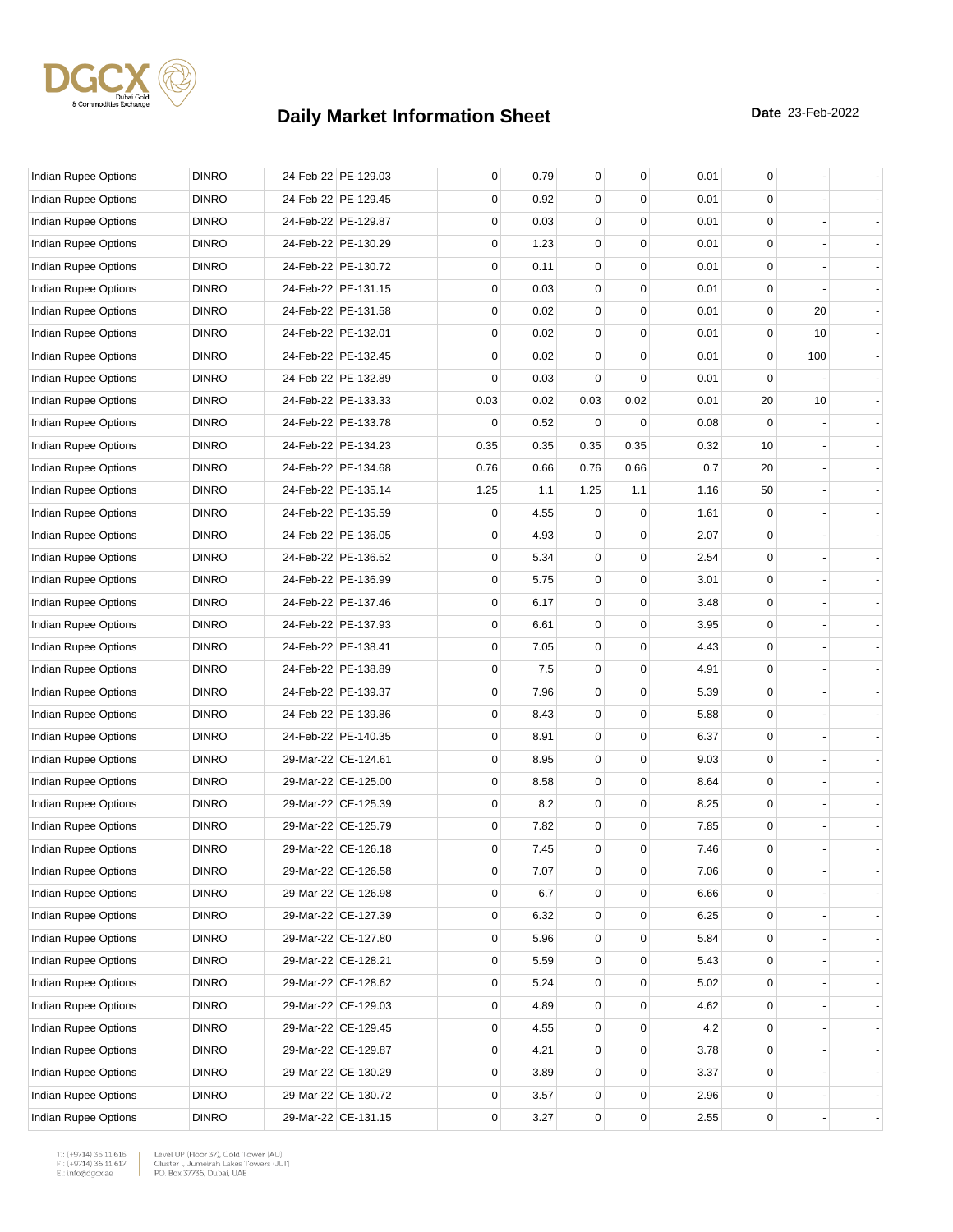# Daily Market Information Sheet

**Date** 23-Feb-2022

| | | | | | | | | | | | |
|---|---|---|---|---|---|---|---|---|---|---|---|
| Indian Rupee Options | DINRO | 24-Feb-22 | PE-129.03 | 0 | 0.79 | 0 | 0 | 0.01 | 0 | - | - |
| Indian Rupee Options | DINRO | 24-Feb-22 | PE-129.45 | 0 | 0.92 | 0 | 0 | 0.01 | 0 | - | - |
| Indian Rupee Options | DINRO | 24-Feb-22 | PE-129.87 | 0 | 0.03 | 0 | 0 | 0.01 | 0 | - | - |
| Indian Rupee Options | DINRO | 24-Feb-22 | PE-130.29 | 0 | 1.23 | 0 | 0 | 0.01 | 0 | - | - |
| Indian Rupee Options | DINRO | 24-Feb-22 | PE-130.72 | 0 | 0.11 | 0 | 0 | 0.01 | 0 | - | - |
| Indian Rupee Options | DINRO | 24-Feb-22 | PE-131.15 | 0 | 0.03 | 0 | 0 | 0.01 | 0 | - | - |
| Indian Rupee Options | DINRO | 24-Feb-22 | PE-131.58 | 0 | 0.02 | 0 | 0 | 0.01 | 0 | 20 | - |
| Indian Rupee Options | DINRO | 24-Feb-22 | PE-132.01 | 0 | 0.02 | 0 | 0 | 0.01 | 0 | 10 | - |
| Indian Rupee Options | DINRO | 24-Feb-22 | PE-132.45 | 0 | 0.02 | 0 | 0 | 0.01 | 0 | 100 | - |
| Indian Rupee Options | DINRO | 24-Feb-22 | PE-132.89 | 0 | 0.03 | 0 | 0 | 0.01 | 0 | - | - |
| Indian Rupee Options | DINRO | 24-Feb-22 | PE-133.33 | 0.03 | 0.02 | 0.03 | 0.02 | 0.01 | 20 | 10 | - |
| Indian Rupee Options | DINRO | 24-Feb-22 | PE-133.78 | 0 | 0.52 | 0 | 0 | 0.08 | 0 | - | - |
| Indian Rupee Options | DINRO | 24-Feb-22 | PE-134.23 | 0.35 | 0.35 | 0.35 | 0.35 | 0.32 | 10 | - | - |
| Indian Rupee Options | DINRO | 24-Feb-22 | PE-134.68 | 0.76 | 0.66 | 0.76 | 0.66 | 0.7 | 20 | - | - |
| Indian Rupee Options | DINRO | 24-Feb-22 | PE-135.14 | 1.25 | 1.1 | 1.25 | 1.1 | 1.16 | 50 | - | - |
| Indian Rupee Options | DINRO | 24-Feb-22 | PE-135.59 | 0 | 4.55 | 0 | 0 | 1.61 | 0 | - | - |
| Indian Rupee Options | DINRO | 24-Feb-22 | PE-136.05 | 0 | 4.93 | 0 | 0 | 2.07 | 0 | - | - |
| Indian Rupee Options | DINRO | 24-Feb-22 | PE-136.52 | 0 | 5.34 | 0 | 0 | 2.54 | 0 | - | - |
| Indian Rupee Options | DINRO | 24-Feb-22 | PE-136.99 | 0 | 5.75 | 0 | 0 | 3.01 | 0 | - | - |
| Indian Rupee Options | DINRO | 24-Feb-22 | PE-137.46 | 0 | 6.17 | 0 | 0 | 3.48 | 0 | - | - |
| Indian Rupee Options | DINRO | 24-Feb-22 | PE-137.93 | 0 | 6.61 | 0 | 0 | 3.95 | 0 | - | - |
| Indian Rupee Options | DINRO | 24-Feb-22 | PE-138.41 | 0 | 7.05 | 0 | 0 | 4.43 | 0 | - | - |
| Indian Rupee Options | DINRO | 24-Feb-22 | PE-138.89 | 0 | 7.5 | 0 | 0 | 4.91 | 0 | - | - |
| Indian Rupee Options | DINRO | 24-Feb-22 | PE-139.37 | 0 | 7.96 | 0 | 0 | 5.39 | 0 | - | - |
| Indian Rupee Options | DINRO | 24-Feb-22 | PE-139.86 | 0 | 8.43 | 0 | 0 | 5.88 | 0 | - | - |
| Indian Rupee Options | DINRO | 24-Feb-22 | PE-140.35 | 0 | 8.91 | 0 | 0 | 6.37 | 0 | - | - |
| Indian Rupee Options | DINRO | 29-Mar-22 | CE-124.61 | 0 | 8.95 | 0 | 0 | 9.03 | 0 | - | - |
| Indian Rupee Options | DINRO | 29-Mar-22 | CE-125.00 | 0 | 8.58 | 0 | 0 | 8.64 | 0 | - | - |
| Indian Rupee Options | DINRO | 29-Mar-22 | CE-125.39 | 0 | 8.2 | 0 | 0 | 8.25 | 0 | - | - |
| Indian Rupee Options | DINRO | 29-Mar-22 | CE-125.79 | 0 | 7.82 | 0 | 0 | 7.85 | 0 | - | - |
| Indian Rupee Options | DINRO | 29-Mar-22 | CE-126.18 | 0 | 7.45 | 0 | 0 | 7.46 | 0 | - | - |
| Indian Rupee Options | DINRO | 29-Mar-22 | CE-126.58 | 0 | 7.07 | 0 | 0 | 7.06 | 0 | - | - |
| Indian Rupee Options | DINRO | 29-Mar-22 | CE-126.98 | 0 | 6.7 | 0 | 0 | 6.66 | 0 | - | - |
| Indian Rupee Options | DINRO | 29-Mar-22 | CE-127.39 | 0 | 6.32 | 0 | 0 | 6.25 | 0 | - | - |
| Indian Rupee Options | DINRO | 29-Mar-22 | CE-127.80 | 0 | 5.96 | 0 | 0 | 5.84 | 0 | - | - |
| Indian Rupee Options | DINRO | 29-Mar-22 | CE-128.21 | 0 | 5.59 | 0 | 0 | 5.43 | 0 | - | - |
| Indian Rupee Options | DINRO | 29-Mar-22 | CE-128.62 | 0 | 5.24 | 0 | 0 | 5.02 | 0 | - | - |
| Indian Rupee Options | DINRO | 29-Mar-22 | CE-129.03 | 0 | 4.89 | 0 | 0 | 4.62 | 0 | - | - |
| Indian Rupee Options | DINRO | 29-Mar-22 | CE-129.45 | 0 | 4.55 | 0 | 0 | 4.2 | 0 | - | - |
| Indian Rupee Options | DINRO | 29-Mar-22 | CE-129.87 | 0 | 4.21 | 0 | 0 | 3.78 | 0 | - | - |
| Indian Rupee Options | DINRO | 29-Mar-22 | CE-130.29 | 0 | 3.89 | 0 | 0 | 3.37 | 0 | - | - |
| Indian Rupee Options | DINRO | 29-Mar-22 | CE-130.72 | 0 | 3.57 | 0 | 0 | 2.96 | 0 | - | - |
| Indian Rupee Options | DINRO | 29-Mar-22 | CE-131.15 | 0 | 3.27 | 0 | 0 | 2.55 | 0 | - | - |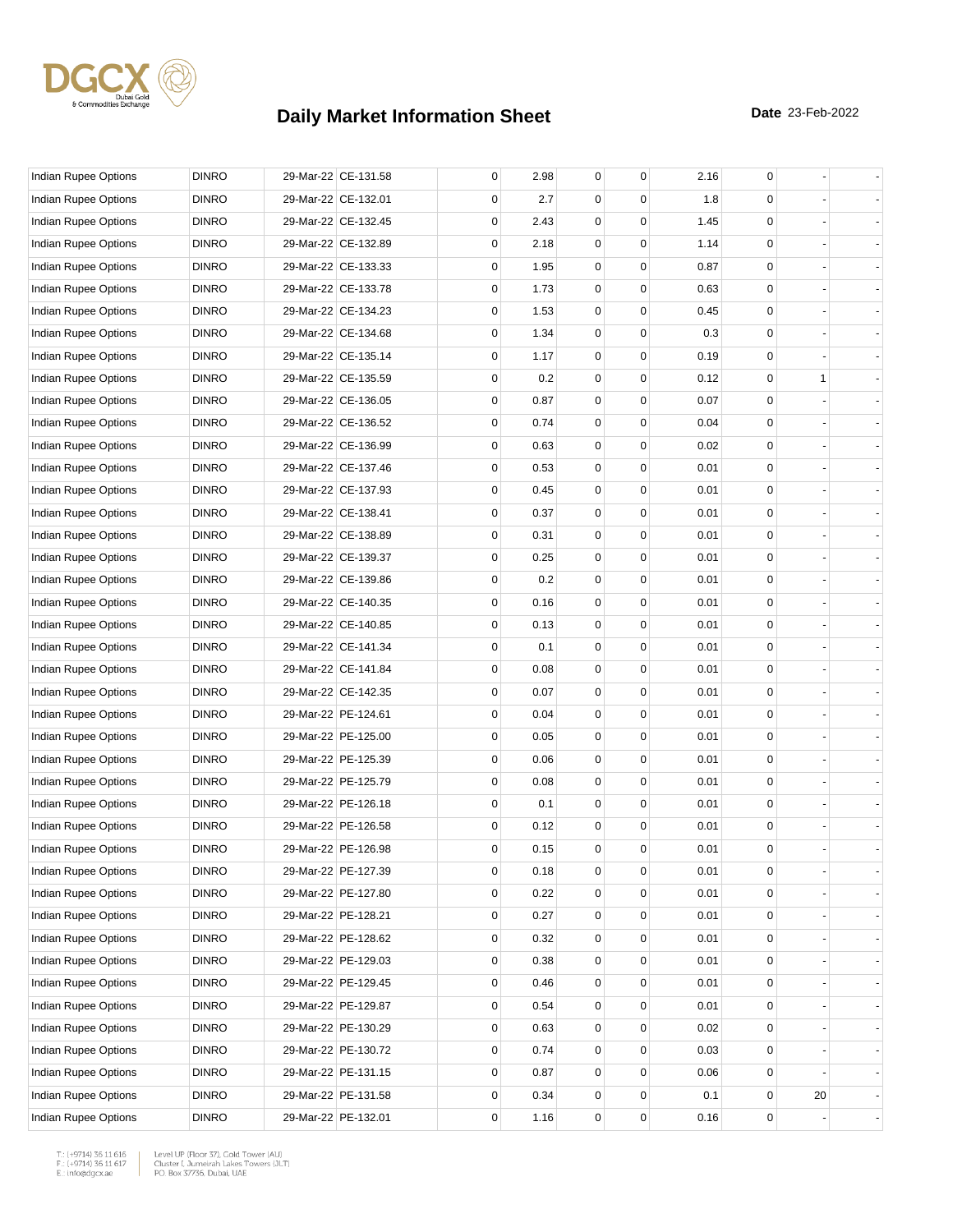# Daily Market Information Sheet

**Date** 23-Feb-2022

| | | | | | | | | | | | |
|---|---|---|---|---|---|---|---|---|---|---|---|
| Indian Rupee Options | DINRO | 29-Mar-22 | CE-131.58 | 0 | 2.98 | 0 | 0 | 2.16 | 0 | - | - |
| Indian Rupee Options | DINRO | 29-Mar-22 | CE-132.01 | 0 | 2.7 | 0 | 0 | 1.8 | 0 | - | - |
| Indian Rupee Options | DINRO | 29-Mar-22 | CE-132.45 | 0 | 2.43 | 0 | 0 | 1.45 | 0 | - | - |
| Indian Rupee Options | DINRO | 29-Mar-22 | CE-132.89 | 0 | 2.18 | 0 | 0 | 1.14 | 0 | - | - |
| Indian Rupee Options | DINRO | 29-Mar-22 | CE-133.33 | 0 | 1.95 | 0 | 0 | 0.87 | 0 | - | - |
| Indian Rupee Options | DINRO | 29-Mar-22 | CE-133.78 | 0 | 1.73 | 0 | 0 | 0.63 | 0 | - | - |
| Indian Rupee Options | DINRO | 29-Mar-22 | CE-134.23 | 0 | 1.53 | 0 | 0 | 0.45 | 0 | - | - |
| Indian Rupee Options | DINRO | 29-Mar-22 | CE-134.68 | 0 | 1.34 | 0 | 0 | 0.3 | 0 | - | - |
| Indian Rupee Options | DINRO | 29-Mar-22 | CE-135.14 | 0 | 1.17 | 0 | 0 | 0.19 | 0 | - | - |
| Indian Rupee Options | DINRO | 29-Mar-22 | CE-135.59 | 0 | 0.2 | 0 | 0 | 0.12 | 0 | 1 | - |
| Indian Rupee Options | DINRO | 29-Mar-22 | CE-136.05 | 0 | 0.87 | 0 | 0 | 0.07 | 0 | - | - |
| Indian Rupee Options | DINRO | 29-Mar-22 | CE-136.52 | 0 | 0.74 | 0 | 0 | 0.04 | 0 | - | - |
| Indian Rupee Options | DINRO | 29-Mar-22 | CE-136.99 | 0 | 0.63 | 0 | 0 | 0.02 | 0 | - | - |
| Indian Rupee Options | DINRO | 29-Mar-22 | CE-137.46 | 0 | 0.53 | 0 | 0 | 0.01 | 0 | - | - |
| Indian Rupee Options | DINRO | 29-Mar-22 | CE-137.93 | 0 | 0.45 | 0 | 0 | 0.01 | 0 | - | - |
| Indian Rupee Options | DINRO | 29-Mar-22 | CE-138.41 | 0 | 0.37 | 0 | 0 | 0.01 | 0 | - | - |
| Indian Rupee Options | DINRO | 29-Mar-22 | CE-138.89 | 0 | 0.31 | 0 | 0 | 0.01 | 0 | - | - |
| Indian Rupee Options | DINRO | 29-Mar-22 | CE-139.37 | 0 | 0.25 | 0 | 0 | 0.01 | 0 | - | - |
| Indian Rupee Options | DINRO | 29-Mar-22 | CE-139.86 | 0 | 0.2 | 0 | 0 | 0.01 | 0 | - | - |
| Indian Rupee Options | DINRO | 29-Mar-22 | CE-140.35 | 0 | 0.16 | 0 | 0 | 0.01 | 0 | - | - |
| Indian Rupee Options | DINRO | 29-Mar-22 | CE-140.85 | 0 | 0.13 | 0 | 0 | 0.01 | 0 | - | - |
| Indian Rupee Options | DINRO | 29-Mar-22 | CE-141.34 | 0 | 0.1 | 0 | 0 | 0.01 | 0 | - | - |
| Indian Rupee Options | DINRO | 29-Mar-22 | CE-141.84 | 0 | 0.08 | 0 | 0 | 0.01 | 0 | - | - |
| Indian Rupee Options | DINRO | 29-Mar-22 | CE-142.35 | 0 | 0.07 | 0 | 0 | 0.01 | 0 | - | - |
| Indian Rupee Options | DINRO | 29-Mar-22 | PE-124.61 | 0 | 0.04 | 0 | 0 | 0.01 | 0 | - | - |
| Indian Rupee Options | DINRO | 29-Mar-22 | PE-125.00 | 0 | 0.05 | 0 | 0 | 0.01 | 0 | - | - |
| Indian Rupee Options | DINRO | 29-Mar-22 | PE-125.39 | 0 | 0.06 | 0 | 0 | 0.01 | 0 | - | - |
| Indian Rupee Options | DINRO | 29-Mar-22 | PE-125.79 | 0 | 0.08 | 0 | 0 | 0.01 | 0 | - | - |
| Indian Rupee Options | DINRO | 29-Mar-22 | PE-126.18 | 0 | 0.1 | 0 | 0 | 0.01 | 0 | - | - |
| Indian Rupee Options | DINRO | 29-Mar-22 | PE-126.58 | 0 | 0.12 | 0 | 0 | 0.01 | 0 | - | - |
| Indian Rupee Options | DINRO | 29-Mar-22 | PE-126.98 | 0 | 0.15 | 0 | 0 | 0.01 | 0 | - | - |
| Indian Rupee Options | DINRO | 29-Mar-22 | PE-127.39 | 0 | 0.18 | 0 | 0 | 0.01 | 0 | - | - |
| Indian Rupee Options | DINRO | 29-Mar-22 | PE-127.80 | 0 | 0.22 | 0 | 0 | 0.01 | 0 | - | - |
| Indian Rupee Options | DINRO | 29-Mar-22 | PE-128.21 | 0 | 0.27 | 0 | 0 | 0.01 | 0 | - | - |
| Indian Rupee Options | DINRO | 29-Mar-22 | PE-128.62 | 0 | 0.32 | 0 | 0 | 0.01 | 0 | - | - |
| Indian Rupee Options | DINRO | 29-Mar-22 | PE-129.03 | 0 | 0.38 | 0 | 0 | 0.01 | 0 | - | - |
| Indian Rupee Options | DINRO | 29-Mar-22 | PE-129.45 | 0 | 0.46 | 0 | 0 | 0.01 | 0 | - | - |
| Indian Rupee Options | DINRO | 29-Mar-22 | PE-129.87 | 0 | 0.54 | 0 | 0 | 0.01 | 0 | - | - |
| Indian Rupee Options | DINRO | 29-Mar-22 | PE-130.29 | 0 | 0.63 | 0 | 0 | 0.02 | 0 | - | - |
| Indian Rupee Options | DINRO | 29-Mar-22 | PE-130.72 | 0 | 0.74 | 0 | 0 | 0.03 | 0 | - | - |
| Indian Rupee Options | DINRO | 29-Mar-22 | PE-131.15 | 0 | 0.87 | 0 | 0 | 0.06 | 0 | - | - |
| Indian Rupee Options | DINRO | 29-Mar-22 | PE-131.58 | 0 | 0.34 | 0 | 0 | 0.1 | 0 | 20 | - |
| Indian Rupee Options | DINRO | 29-Mar-22 | PE-132.01 | 0 | 1.16 | 0 | 0 | 0.16 | 0 | - | - |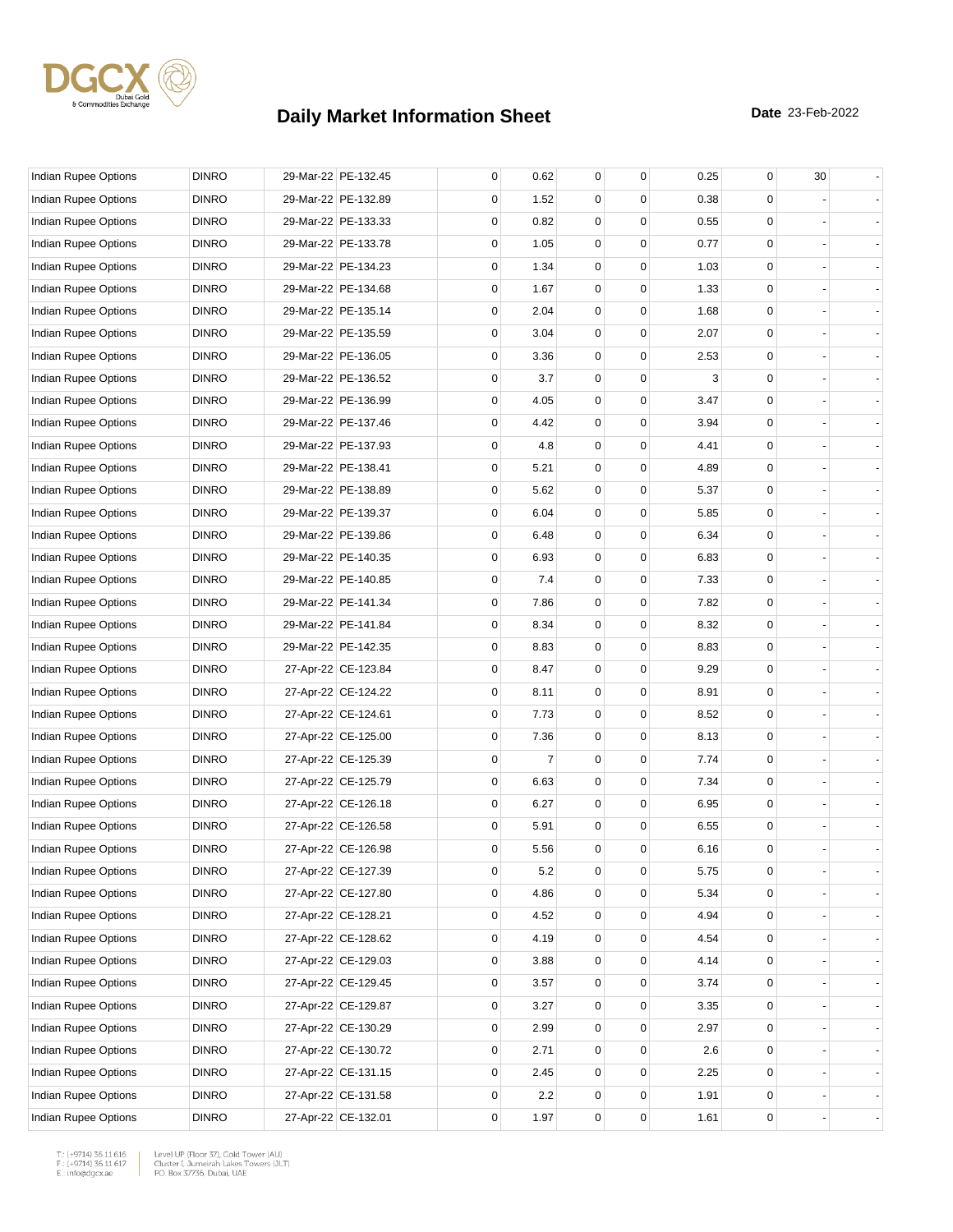# Daily Market Information Sheet

**Date** 23-Feb-2022

| | | | | | | | | | | | |
|---|---|---|---|---|---|---|---|---|---|---|---|
| Indian Rupee Options | DINRO | 29-Mar-22 | PE-132.45 | 0 | 0.62 | 0 | 0 | 0.25 | 0 | 30 | - |
| Indian Rupee Options | DINRO | 29-Mar-22 | PE-132.89 | 0 | 1.52 | 0 | 0 | 0.38 | 0 | - | - |
| Indian Rupee Options | DINRO | 29-Mar-22 | PE-133.33 | 0 | 0.82 | 0 | 0 | 0.55 | 0 | - | - |
| Indian Rupee Options | DINRO | 29-Mar-22 | PE-133.78 | 0 | 1.05 | 0 | 0 | 0.77 | 0 | - | - |
| Indian Rupee Options | DINRO | 29-Mar-22 | PE-134.23 | 0 | 1.34 | 0 | 0 | 1.03 | 0 | - | - |
| Indian Rupee Options | DINRO | 29-Mar-22 | PE-134.68 | 0 | 1.67 | 0 | 0 | 1.33 | 0 | - | - |
| Indian Rupee Options | DINRO | 29-Mar-22 | PE-135.14 | 0 | 2.04 | 0 | 0 | 1.68 | 0 | - | - |
| Indian Rupee Options | DINRO | 29-Mar-22 | PE-135.59 | 0 | 3.04 | 0 | 0 | 2.07 | 0 | - | - |
| Indian Rupee Options | DINRO | 29-Mar-22 | PE-136.05 | 0 | 3.36 | 0 | 0 | 2.53 | 0 | - | - |
| Indian Rupee Options | DINRO | 29-Mar-22 | PE-136.52 | 0 | 3.7 | 0 | 0 | 3 | 0 | - | - |
| Indian Rupee Options | DINRO | 29-Mar-22 | PE-136.99 | 0 | 4.05 | 0 | 0 | 3.47 | 0 | - | - |
| Indian Rupee Options | DINRO | 29-Mar-22 | PE-137.46 | 0 | 4.42 | 0 | 0 | 3.94 | 0 | - | - |
| Indian Rupee Options | DINRO | 29-Mar-22 | PE-137.93 | 0 | 4.8 | 0 | 0 | 4.41 | 0 | - | - |
| Indian Rupee Options | DINRO | 29-Mar-22 | PE-138.41 | 0 | 5.21 | 0 | 0 | 4.89 | 0 | - | - |
| Indian Rupee Options | DINRO | 29-Mar-22 | PE-138.89 | 0 | 5.62 | 0 | 0 | 5.37 | 0 | - | - |
| Indian Rupee Options | DINRO | 29-Mar-22 | PE-139.37 | 0 | 6.04 | 0 | 0 | 5.85 | 0 | - | - |
| Indian Rupee Options | DINRO | 29-Mar-22 | PE-139.86 | 0 | 6.48 | 0 | 0 | 6.34 | 0 | - | - |
| Indian Rupee Options | DINRO | 29-Mar-22 | PE-140.35 | 0 | 6.93 | 0 | 0 | 6.83 | 0 | - | - |
| Indian Rupee Options | DINRO | 29-Mar-22 | PE-140.85 | 0 | 7.4 | 0 | 0 | 7.33 | 0 | - | - |
| Indian Rupee Options | DINRO | 29-Mar-22 | PE-141.34 | 0 | 7.86 | 0 | 0 | 7.82 | 0 | - | - |
| Indian Rupee Options | DINRO | 29-Mar-22 | PE-141.84 | 0 | 8.34 | 0 | 0 | 8.32 | 0 | - | - |
| Indian Rupee Options | DINRO | 29-Mar-22 | PE-142.35 | 0 | 8.83 | 0 | 0 | 8.83 | 0 | - | - |
| Indian Rupee Options | DINRO | 27-Apr-22 | CE-123.84 | 0 | 8.47 | 0 | 0 | 9.29 | 0 | - | - |
| Indian Rupee Options | DINRO | 27-Apr-22 | CE-124.22 | 0 | 8.11 | 0 | 0 | 8.91 | 0 | - | - |
| Indian Rupee Options | DINRO | 27-Apr-22 | CE-124.61 | 0 | 7.73 | 0 | 0 | 8.52 | 0 | - | - |
| Indian Rupee Options | DINRO | 27-Apr-22 | CE-125.00 | 0 | 7.36 | 0 | 0 | 8.13 | 0 | - | - |
| Indian Rupee Options | DINRO | 27-Apr-22 | CE-125.39 | 0 | 7 | 0 | 0 | 7.74 | 0 | - | - |
| Indian Rupee Options | DINRO | 27-Apr-22 | CE-125.79 | 0 | 6.63 | 0 | 0 | 7.34 | 0 | - | - |
| Indian Rupee Options | DINRO | 27-Apr-22 | CE-126.18 | 0 | 6.27 | 0 | 0 | 6.95 | 0 | - | - |
| Indian Rupee Options | DINRO | 27-Apr-22 | CE-126.58 | 0 | 5.91 | 0 | 0 | 6.55 | 0 | - | - |
| Indian Rupee Options | DINRO | 27-Apr-22 | CE-126.98 | 0 | 5.56 | 0 | 0 | 6.16 | 0 | - | - |
| Indian Rupee Options | DINRO | 27-Apr-22 | CE-127.39 | 0 | 5.2 | 0 | 0 | 5.75 | 0 | - | - |
| Indian Rupee Options | DINRO | 27-Apr-22 | CE-127.80 | 0 | 4.86 | 0 | 0 | 5.34 | 0 | - | - |
| Indian Rupee Options | DINRO | 27-Apr-22 | CE-128.21 | 0 | 4.52 | 0 | 0 | 4.94 | 0 | - | - |
| Indian Rupee Options | DINRO | 27-Apr-22 | CE-128.62 | 0 | 4.19 | 0 | 0 | 4.54 | 0 | - | - |
| Indian Rupee Options | DINRO | 27-Apr-22 | CE-129.03 | 0 | 3.88 | 0 | 0 | 4.14 | 0 | - | - |
| Indian Rupee Options | DINRO | 27-Apr-22 | CE-129.45 | 0 | 3.57 | 0 | 0 | 3.74 | 0 | - | - |
| Indian Rupee Options | DINRO | 27-Apr-22 | CE-129.87 | 0 | 3.27 | 0 | 0 | 3.35 | 0 | - | - |
| Indian Rupee Options | DINRO | 27-Apr-22 | CE-130.29 | 0 | 2.99 | 0 | 0 | 2.97 | 0 | - | - |
| Indian Rupee Options | DINRO | 27-Apr-22 | CE-130.72 | 0 | 2.71 | 0 | 0 | 2.6 | 0 | - | - |
| Indian Rupee Options | DINRO | 27-Apr-22 | CE-131.15 | 0 | 2.45 | 0 | 0 | 2.25 | 0 | - | - |
| Indian Rupee Options | DINRO | 27-Apr-22 | CE-131.58 | 0 | 2.2 | 0 | 0 | 1.91 | 0 | - | - |
| Indian Rupee Options | DINRO | 27-Apr-22 | CE-132.01 | 0 | 1.97 | 0 | 0 | 1.61 | 0 | - | - |

T.: (+9714) 36 11 616
F.: (+9714) 36 11 617
E.: info@dgcx.ae

Level UP (Floor 37), Gold Tower (AU)
Cluster I, Jumeirah Lakes Towers (JLT)
P.O. Box 37736, Dubai, UAE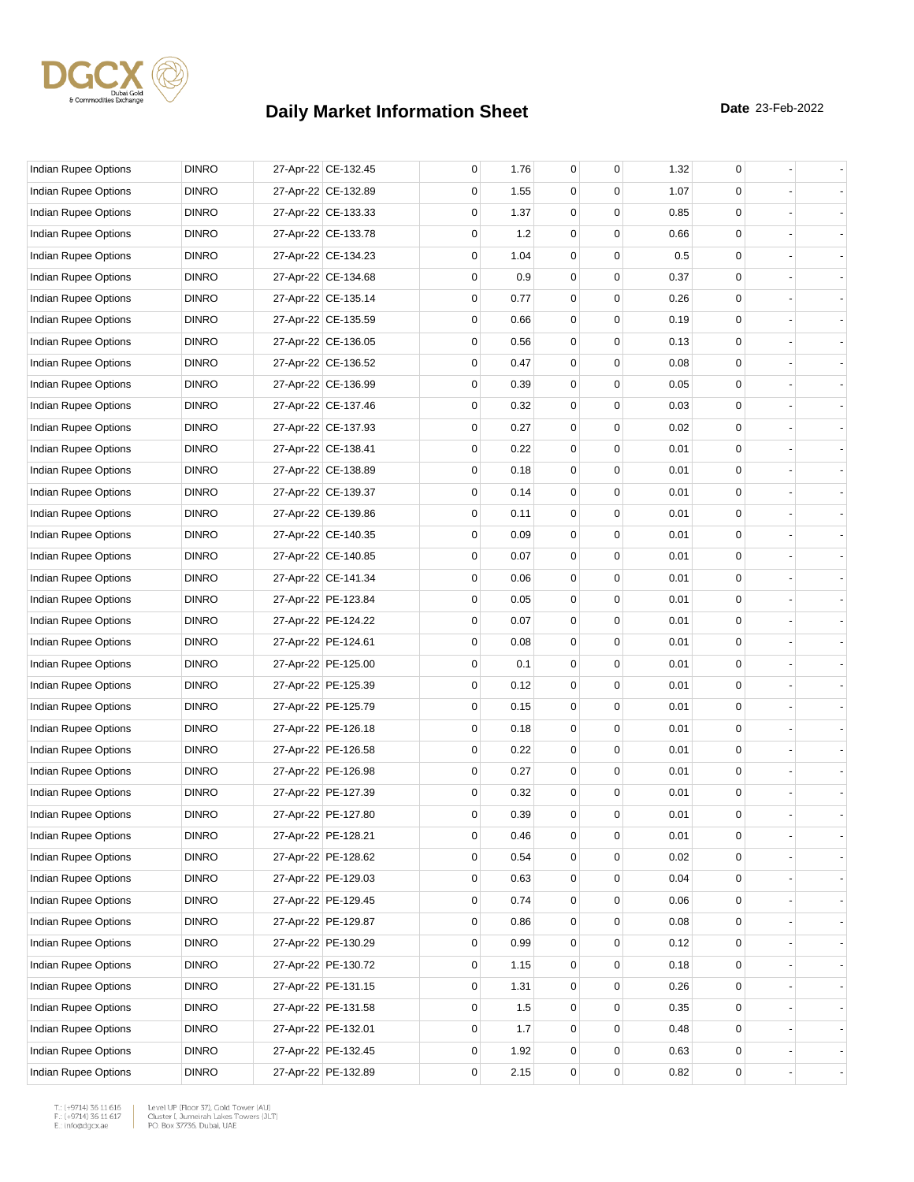# Daily Market Information Sheet

**Date** 23-Feb-2022

| | | | | | | | | | | | |
|---|---|---|---|---|---|---|---|---|---|---|---|
| Indian Rupee Options | DINRO | 27-Apr-22 | CE-132.45 | 0 | 1.76 | 0 | 0 | 1.32 | 0 | - | - |
| Indian Rupee Options | DINRO | 27-Apr-22 | CE-132.89 | 0 | 1.55 | 0 | 0 | 1.07 | 0 | - | - |
| Indian Rupee Options | DINRO | 27-Apr-22 | CE-133.33 | 0 | 1.37 | 0 | 0 | 0.85 | 0 | - | - |
| Indian Rupee Options | DINRO | 27-Apr-22 | CE-133.78 | 0 | 1.2 | 0 | 0 | 0.66 | 0 | - | - |
| Indian Rupee Options | DINRO | 27-Apr-22 | CE-134.23 | 0 | 1.04 | 0 | 0 | 0.5 | 0 | - | - |
| Indian Rupee Options | DINRO | 27-Apr-22 | CE-134.68 | 0 | 0.9 | 0 | 0 | 0.37 | 0 | - | - |
| Indian Rupee Options | DINRO | 27-Apr-22 | CE-135.14 | 0 | 0.77 | 0 | 0 | 0.26 | 0 | - | - |
| Indian Rupee Options | DINRO | 27-Apr-22 | CE-135.59 | 0 | 0.66 | 0 | 0 | 0.19 | 0 | - | - |
| Indian Rupee Options | DINRO | 27-Apr-22 | CE-136.05 | 0 | 0.56 | 0 | 0 | 0.13 | 0 | - | - |
| Indian Rupee Options | DINRO | 27-Apr-22 | CE-136.52 | 0 | 0.47 | 0 | 0 | 0.08 | 0 | - | - |
| Indian Rupee Options | DINRO | 27-Apr-22 | CE-136.99 | 0 | 0.39 | 0 | 0 | 0.05 | 0 | - | - |
| Indian Rupee Options | DINRO | 27-Apr-22 | CE-137.46 | 0 | 0.32 | 0 | 0 | 0.03 | 0 | - | - |
| Indian Rupee Options | DINRO | 27-Apr-22 | CE-137.93 | 0 | 0.27 | 0 | 0 | 0.02 | 0 | - | - |
| Indian Rupee Options | DINRO | 27-Apr-22 | CE-138.41 | 0 | 0.22 | 0 | 0 | 0.01 | 0 | - | - |
| Indian Rupee Options | DINRO | 27-Apr-22 | CE-138.89 | 0 | 0.18 | 0 | 0 | 0.01 | 0 | - | - |
| Indian Rupee Options | DINRO | 27-Apr-22 | CE-139.37 | 0 | 0.14 | 0 | 0 | 0.01 | 0 | - | - |
| Indian Rupee Options | DINRO | 27-Apr-22 | CE-139.86 | 0 | 0.11 | 0 | 0 | 0.01 | 0 | - | - |
| Indian Rupee Options | DINRO | 27-Apr-22 | CE-140.35 | 0 | 0.09 | 0 | 0 | 0.01 | 0 | - | - |
| Indian Rupee Options | DINRO | 27-Apr-22 | CE-140.85 | 0 | 0.07 | 0 | 0 | 0.01 | 0 | - | - |
| Indian Rupee Options | DINRO | 27-Apr-22 | CE-141.34 | 0 | 0.06 | 0 | 0 | 0.01 | 0 | - | - |
| Indian Rupee Options | DINRO | 27-Apr-22 | PE-123.84 | 0 | 0.05 | 0 | 0 | 0.01 | 0 | - | - |
| Indian Rupee Options | DINRO | 27-Apr-22 | PE-124.22 | 0 | 0.07 | 0 | 0 | 0.01 | 0 | - | - |
| Indian Rupee Options | DINRO | 27-Apr-22 | PE-124.61 | 0 | 0.08 | 0 | 0 | 0.01 | 0 | - | - |
| Indian Rupee Options | DINRO | 27-Apr-22 | PE-125.00 | 0 | 0.1 | 0 | 0 | 0.01 | 0 | - | - |
| Indian Rupee Options | DINRO | 27-Apr-22 | PE-125.39 | 0 | 0.12 | 0 | 0 | 0.01 | 0 | - | - |
| Indian Rupee Options | DINRO | 27-Apr-22 | PE-125.79 | 0 | 0.15 | 0 | 0 | 0.01 | 0 | - | - |
| Indian Rupee Options | DINRO | 27-Apr-22 | PE-126.18 | 0 | 0.18 | 0 | 0 | 0.01 | 0 | - | - |
| Indian Rupee Options | DINRO | 27-Apr-22 | PE-126.58 | 0 | 0.22 | 0 | 0 | 0.01 | 0 | - | - |
| Indian Rupee Options | DINRO | 27-Apr-22 | PE-126.98 | 0 | 0.27 | 0 | 0 | 0.01 | 0 | - | - |
| Indian Rupee Options | DINRO | 27-Apr-22 | PE-127.39 | 0 | 0.32 | 0 | 0 | 0.01 | 0 | - | - |
| Indian Rupee Options | DINRO | 27-Apr-22 | PE-127.80 | 0 | 0.39 | 0 | 0 | 0.01 | 0 | - | - |
| Indian Rupee Options | DINRO | 27-Apr-22 | PE-128.21 | 0 | 0.46 | 0 | 0 | 0.01 | 0 | - | - |
| Indian Rupee Options | DINRO | 27-Apr-22 | PE-128.62 | 0 | 0.54 | 0 | 0 | 0.02 | 0 | - | - |
| Indian Rupee Options | DINRO | 27-Apr-22 | PE-129.03 | 0 | 0.63 | 0 | 0 | 0.04 | 0 | - | - |
| Indian Rupee Options | DINRO | 27-Apr-22 | PE-129.45 | 0 | 0.74 | 0 | 0 | 0.06 | 0 | - | - |
| Indian Rupee Options | DINRO | 27-Apr-22 | PE-129.87 | 0 | 0.86 | 0 | 0 | 0.08 | 0 | - | - |
| Indian Rupee Options | DINRO | 27-Apr-22 | PE-130.29 | 0 | 0.99 | 0 | 0 | 0.12 | 0 | - | - |
| Indian Rupee Options | DINRO | 27-Apr-22 | PE-130.72 | 0 | 1.15 | 0 | 0 | 0.18 | 0 | - | - |
| Indian Rupee Options | DINRO | 27-Apr-22 | PE-131.15 | 0 | 1.31 | 0 | 0 | 0.26 | 0 | - | - |
| Indian Rupee Options | DINRO | 27-Apr-22 | PE-131.58 | 0 | 1.5 | 0 | 0 | 0.35 | 0 | - | - |
| Indian Rupee Options | DINRO | 27-Apr-22 | PE-132.01 | 0 | 1.7 | 0 | 0 | 0.48 | 0 | - | - |
| Indian Rupee Options | DINRO | 27-Apr-22 | PE-132.45 | 0 | 1.92 | 0 | 0 | 0.63 | 0 | - | - |
| Indian Rupee Options | DINRO | 27-Apr-22 | PE-132.89 | 0 | 2.15 | 0 | 0 | 0.82 | 0 | - | - |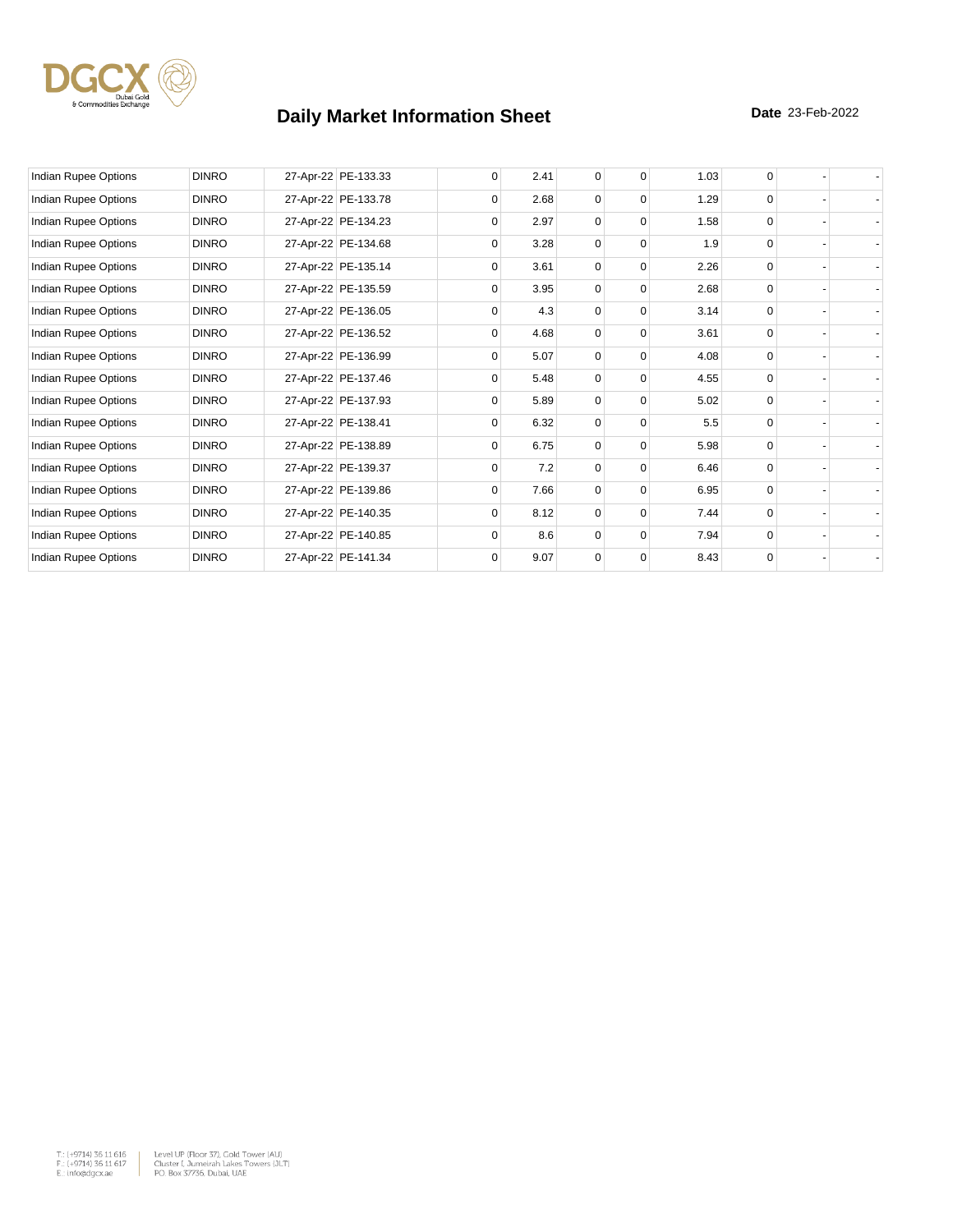# Daily Market Information Sheet

**Date** 23-Feb-2022

| | | | | | | | | | | | |
|---|---|---|---|---|---|---|---|---|---|---|---|
| Indian Rupee Options | DINRO | 27-Apr-22 | PE-133.33 | 0 | 2.41 | 0 | 0 | 1.03 | 0 | - | - |
| Indian Rupee Options | DINRO | 27-Apr-22 | PE-133.78 | 0 | 2.68 | 0 | 0 | 1.29 | 0 | - | - |
| Indian Rupee Options | DINRO | 27-Apr-22 | PE-134.23 | 0 | 2.97 | 0 | 0 | 1.58 | 0 | - | - |
| Indian Rupee Options | DINRO | 27-Apr-22 | PE-134.68 | 0 | 3.28 | 0 | 0 | 1.9 | 0 | - | - |
| Indian Rupee Options | DINRO | 27-Apr-22 | PE-135.14 | 0 | 3.61 | 0 | 0 | 2.26 | 0 | - | - |
| Indian Rupee Options | DINRO | 27-Apr-22 | PE-135.59 | 0 | 3.95 | 0 | 0 | 2.68 | 0 | - | - |
| Indian Rupee Options | DINRO | 27-Apr-22 | PE-136.05 | 0 | 4.3 | 0 | 0 | 3.14 | 0 | - | - |
| Indian Rupee Options | DINRO | 27-Apr-22 | PE-136.52 | 0 | 4.68 | 0 | 0 | 3.61 | 0 | - | - |
| Indian Rupee Options | DINRO | 27-Apr-22 | PE-136.99 | 0 | 5.07 | 0 | 0 | 4.08 | 0 | - | - |
| Indian Rupee Options | DINRO | 27-Apr-22 | PE-137.46 | 0 | 5.48 | 0 | 0 | 4.55 | 0 | - | - |
| Indian Rupee Options | DINRO | 27-Apr-22 | PE-137.93 | 0 | 5.89 | 0 | 0 | 5.02 | 0 | - | - |
| Indian Rupee Options | DINRO | 27-Apr-22 | PE-138.41 | 0 | 6.32 | 0 | 0 | 5.5 | 0 | - | - |
| Indian Rupee Options | DINRO | 27-Apr-22 | PE-138.89 | 0 | 6.75 | 0 | 0 | 5.98 | 0 | - | - |
| Indian Rupee Options | DINRO | 27-Apr-22 | PE-139.37 | 0 | 7.2 | 0 | 0 | 6.46 | 0 | - | - |
| Indian Rupee Options | DINRO | 27-Apr-22 | PE-139.86 | 0 | 7.66 | 0 | 0 | 6.95 | 0 | - | - |
| Indian Rupee Options | DINRO | 27-Apr-22 | PE-140.35 | 0 | 8.12 | 0 | 0 | 7.44 | 0 | - | - |
| Indian Rupee Options | DINRO | 27-Apr-22 | PE-140.85 | 0 | 8.6 | 0 | 0 | 7.94 | 0 | - | - |
| Indian Rupee Options | DINRO | 27-Apr-22 | PE-141.34 | 0 | 9.07 | 0 | 0 | 8.43 | 0 | - | - |

T.: (+9714) 36 11 616
F.: (+9714) 36 11 617
E.: info@dgcx.ae

Level UP (Floor 37), Gold Tower (AU)
Cluster I, Jumeirah Lakes Towers (JLT)
P.O. Box 37736, Dubai, UAE